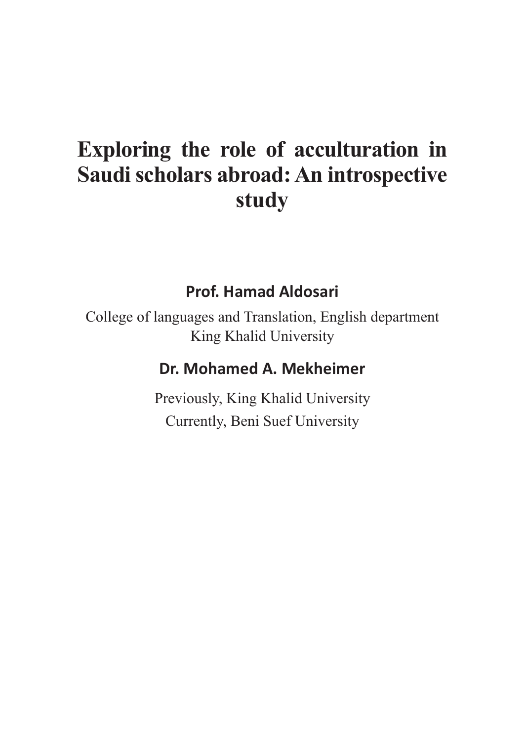# Exploring the role of acculturation in Saudi scholars abroad: An introspective study

**Prof. Hamad Aldosari**

College of languages and Translation, English department
King Khalid University

**Dr. Mohamed A. Mekheimer**

Previously, King Khalid University
Currently, Beni Suef University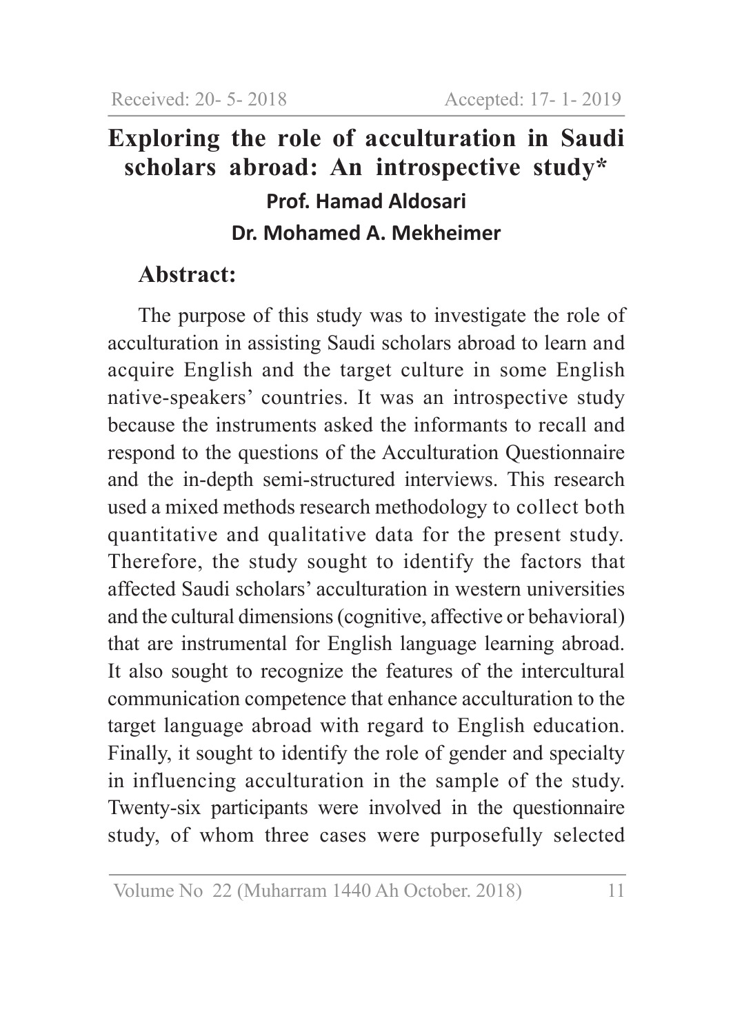Received: 20- 5- 2018 Accepted: 17- 1- 2019

# Exploring the role of acculturation in Saudi scholars abroad: An introspective study*

**Prof. Hamad Aldosari**

**Dr. Mohamed A. Mekheimer**

## Abstract:

The purpose of this study was to investigate the role of acculturation in assisting Saudi scholars abroad to learn and acquire English and the target culture in some English native-speakers' countries. It was an introspective study because the instruments asked the informants to recall and respond to the questions of the Acculturation Questionnaire and the in-depth semi-structured interviews. This research used a mixed methods research methodology to collect both quantitative and qualitative data for the present study. Therefore, the study sought to identify the factors that affected Saudi scholars' acculturation in western universities and the cultural dimensions (cognitive, affective or behavioral) that are instrumental for English language learning abroad. It also sought to recognize the features of the intercultural communication competence that enhance acculturation to the target language abroad with regard to English education. Finally, it sought to identify the role of gender and specialty in influencing acculturation in the sample of the study. Twenty-six participants were involved in the questionnaire study, of whom three cases were purposefully selected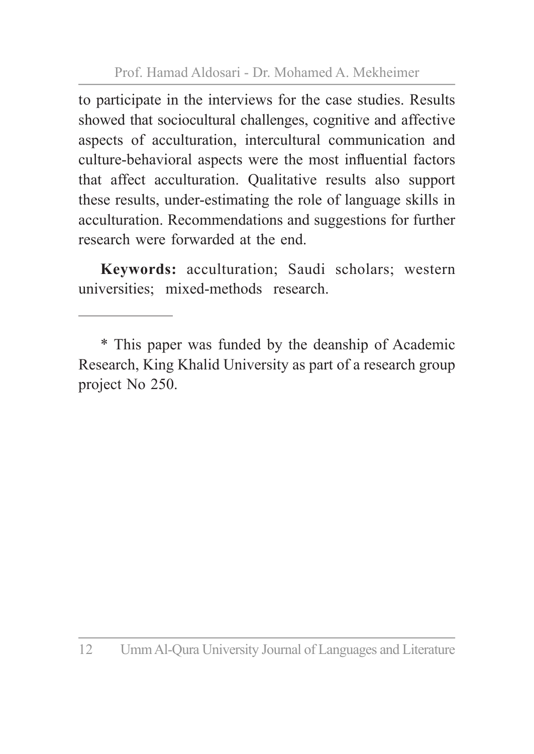to participate in the interviews for the case studies. Results showed that sociocultural challenges, cognitive and affective aspects of acculturation, intercultural communication and culture-behavioral aspects were the most influential factors that affect acculturation. Qualitative results also support these results, under-estimating the role of language skills in acculturation. Recommendations and suggestions for further research were forwarded at the end.

**Keywords:** acculturation; Saudi scholars; western universities; mixed-methods research.

---

* This paper was funded by the deanship of Academic Research, King Khalid University as part of a research group project No 250.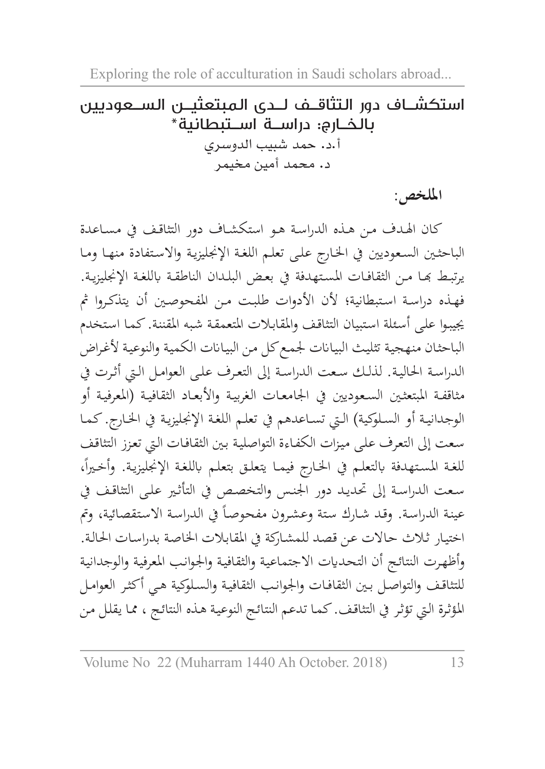# استكشـاف دور التثاقـف لـدى المبتعثيـن السـعوديين بالخـارج: دراسـة اسـتبطانية*

أ.د. حمد شبيب الدوسري

د. محمد أمين مخيمر

**الملخص:**

كان الهدف من هذه الدراسة هو استكشاف دور التثاقف في مساعدة الباحثين السعوديين في الخارج على تعلم اللغة الإنجليزية والاستفادة منها وما يرتبط بها من الثقافات المستهدفة في بعض البلدان الناطقة باللغة الإنجليزية. فهذه دراسة استبطانية؛ لأن الأدوات طلبت من المفحوصين أن يتذكروا ثم يجيبوا على أسئلة استبيان التثاقف والمقابلات المتعمقة شبه المقننة. كما استخدم الباحثان منهجية تثليث البيانات لجمع كل من البيانات الكمية والنوعية لأغراض الدراسة الحالية. لذلك سعت الدراسة إلى التعرف على العوامل التي أثرت في مثاقفة المبتعثين السعوديين في الجامعات الغربية والأبعاد الثقافية (المعرفية أو الوجدانية أو السلوكية) التي تساعدهم في تعلم اللغة الإنجليزية في الخارج. كما سعت إلى التعرف على ميزات الكفاءة التواصلية بين الثقافات التي تعزز التثاقف للغة المستهدفة بالتعلم في الخارج فيما يتعلق بتعلم باللغة الإنجليزية. وأخيراً، سعت الدراسة إلى تحديد دور الجنس والتخصص في التأثير على التثاقف في عينة الدراسة. وقد شارك ستة وعشرون مفحوصاً في الدراسة الاستقصائية، وتم اختيار ثلاث حالات عن قصد للمشاركة في المقابلات الخاصة بدراسات الحالة. وأظهرت النتائج أن التحديات الاجتماعية والثقافية والجوانب المعرفية والوجدانية للتثاقف والتواصل بين الثقافات والجوانب الثقافية والسلوكية هي أكثر العوامل المؤثرة التي تؤثر في التثاقف. كما تدعم النتائج النوعية هذه النتائج ، مما يقلل من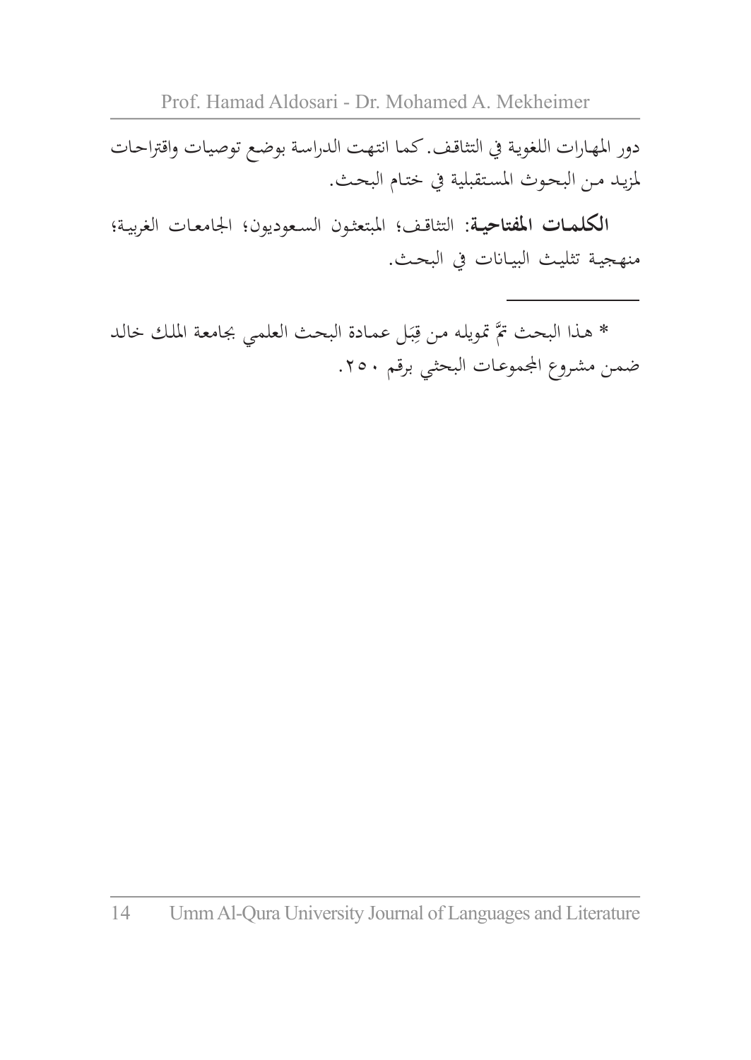دور المهارات اللغوية في التثاقف. كما انتهت الدراسة بوضع توصيات واقتراحات لمزيد من البحوث المستقبلية في ختام البحث.

**الكلمات المفتاحية**: التثاقف؛ المبتعثون السعوديون؛ الجامعات الغربية؛ منهجية تثليث البيانات في البحث.

---

* هذا البحث تمَّ تمويله من قِبَل عمادة البحث العلمي بجامعة الملك خالد ضمن مشروع المجموعات البحثي برقم ٢٥٠.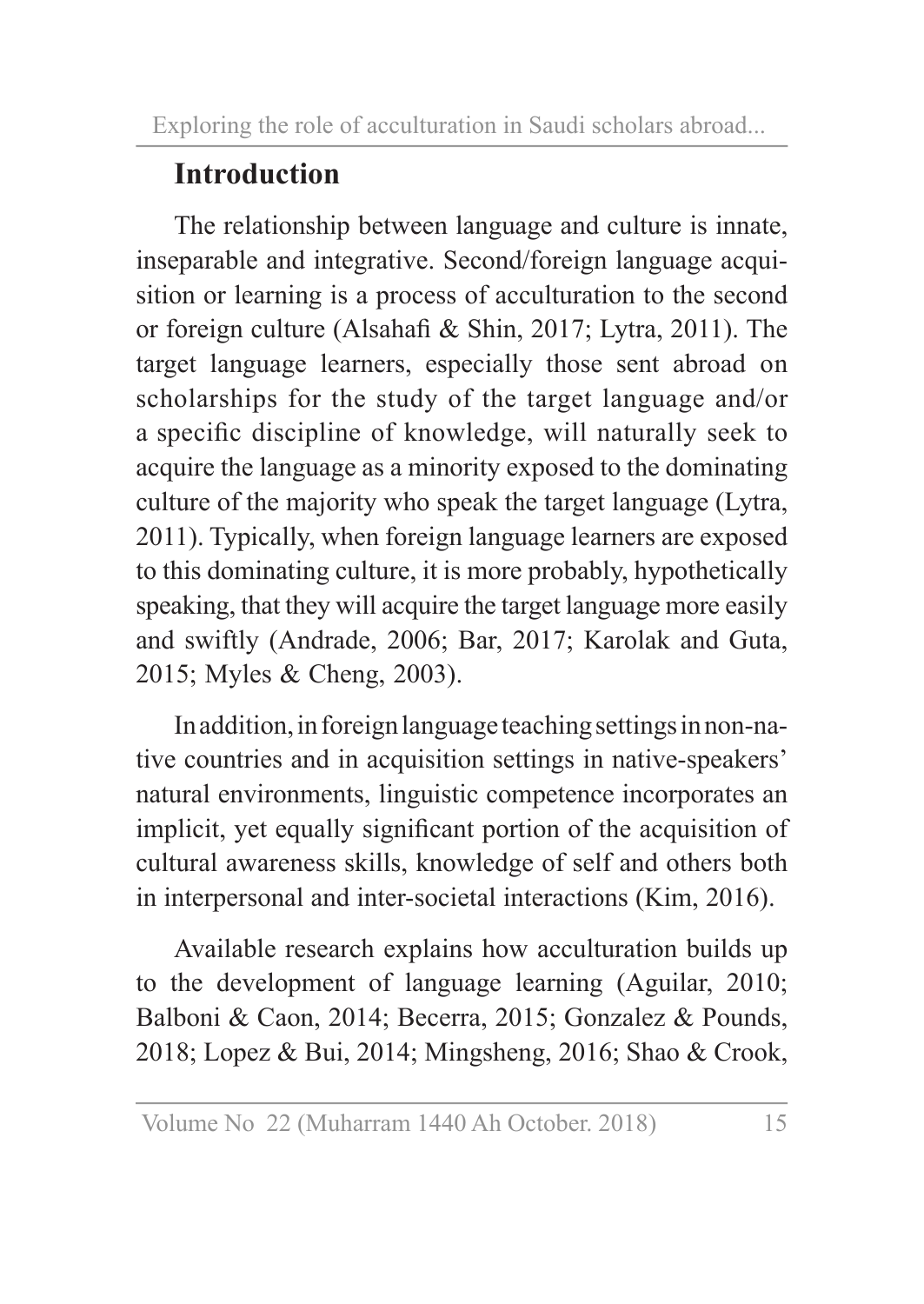## Introduction

The relationship between language and culture is innate, inseparable and integrative. Second/foreign language acquisition or learning is a process of acculturation to the second or foreign culture (Alsahafi & Shin, 2017; Lytra, 2011). The target language learners, especially those sent abroad on scholarships for the study of the target language and/or a specific discipline of knowledge, will naturally seek to acquire the language as a minority exposed to the dominating culture of the majority who speak the target language (Lytra, 2011). Typically, when foreign language learners are exposed to this dominating culture, it is more probably, hypothetically speaking, that they will acquire the target language more easily and swiftly (Andrade, 2006; Bar, 2017; Karolak and Guta, 2015; Myles & Cheng, 2003).

In addition, in foreign language teaching settings in non-native countries and in acquisition settings in native-speakers' natural environments, linguistic competence incorporates an implicit, yet equally significant portion of the acquisition of cultural awareness skills, knowledge of self and others both in interpersonal and inter-societal interactions (Kim, 2016).

Available research explains how acculturation builds up to the development of language learning (Aguilar, 2010; Balboni & Caon, 2014; Becerra, 2015; Gonzalez & Pounds, 2018; Lopez & Bui, 2014; Mingsheng, 2016; Shao & Crook,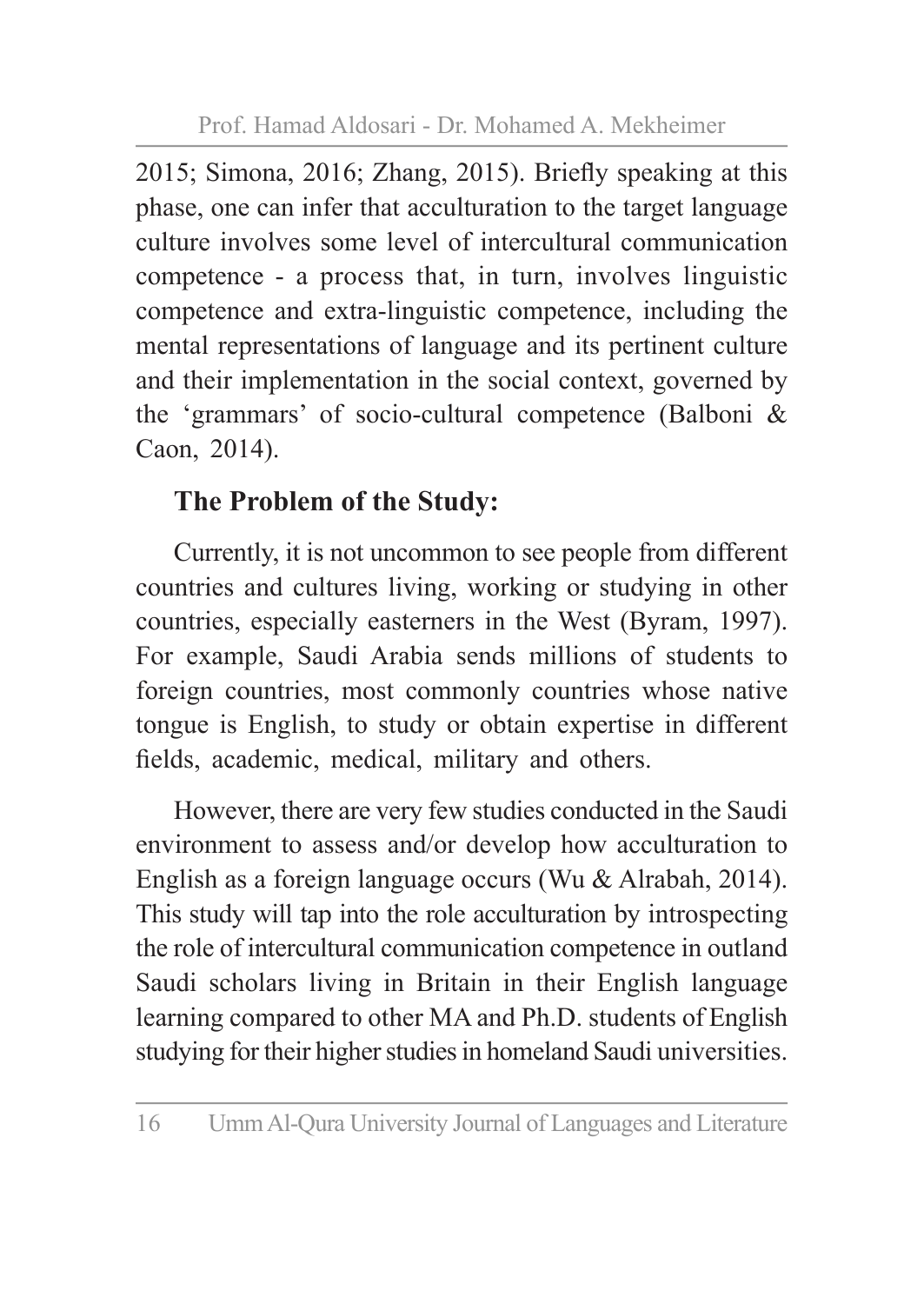2015; Simona, 2016; Zhang, 2015). Briefly speaking at this phase, one can infer that acculturation to the target language culture involves some level of intercultural communication competence - a process that, in turn, involves linguistic competence and extra-linguistic competence, including the mental representations of language and its pertinent culture and their implementation in the social context, governed by the 'grammars' of socio-cultural competence (Balboni & Caon, 2014).

## The Problem of the Study:

Currently, it is not uncommon to see people from different countries and cultures living, working or studying in other countries, especially easterners in the West (Byram, 1997). For example, Saudi Arabia sends millions of students to foreign countries, most commonly countries whose native tongue is English, to study or obtain expertise in different fields, academic, medical, military and others.

However, there are very few studies conducted in the Saudi environment to assess and/or develop how acculturation to English as a foreign language occurs (Wu & Alrabah, 2014). This study will tap into the role acculturation by introspecting the role of intercultural communication competence in outland Saudi scholars living in Britain in their English language learning compared to other MA and Ph.D. students of English studying for their higher studies in homeland Saudi universities.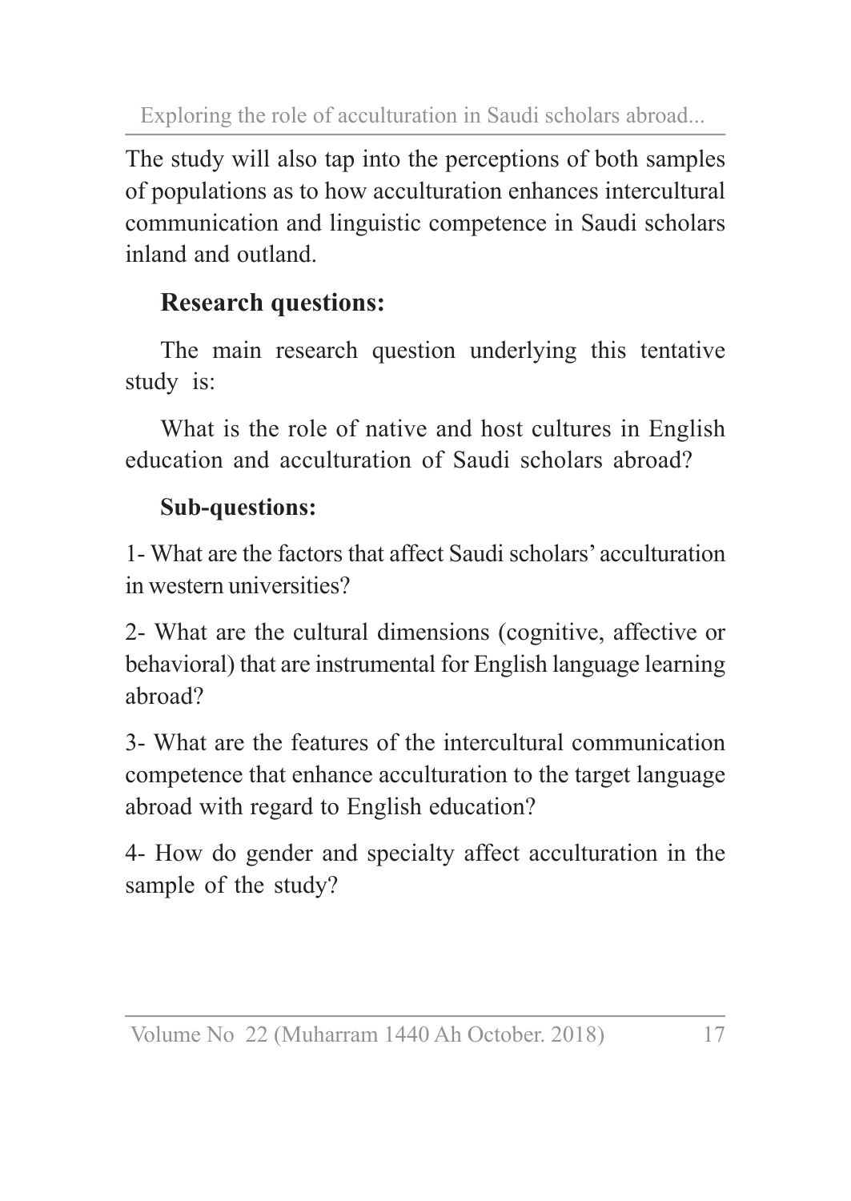The study will also tap into the perceptions of both samples of populations as to how acculturation enhances intercultural communication and linguistic competence in Saudi scholars inland and outland.

### Research questions:

The main research question underlying this tentative study is:

What is the role of native and host cultures in English education and acculturation of Saudi scholars abroad?

### Sub-questions:

1- What are the factors that affect Saudi scholars' acculturation in western universities?

2- What are the cultural dimensions (cognitive, affective or behavioral) that are instrumental for English language learning abroad?

3- What are the features of the intercultural communication competence that enhance acculturation to the target language abroad with regard to English education?

4- How do gender and specialty affect acculturation in the sample of the study?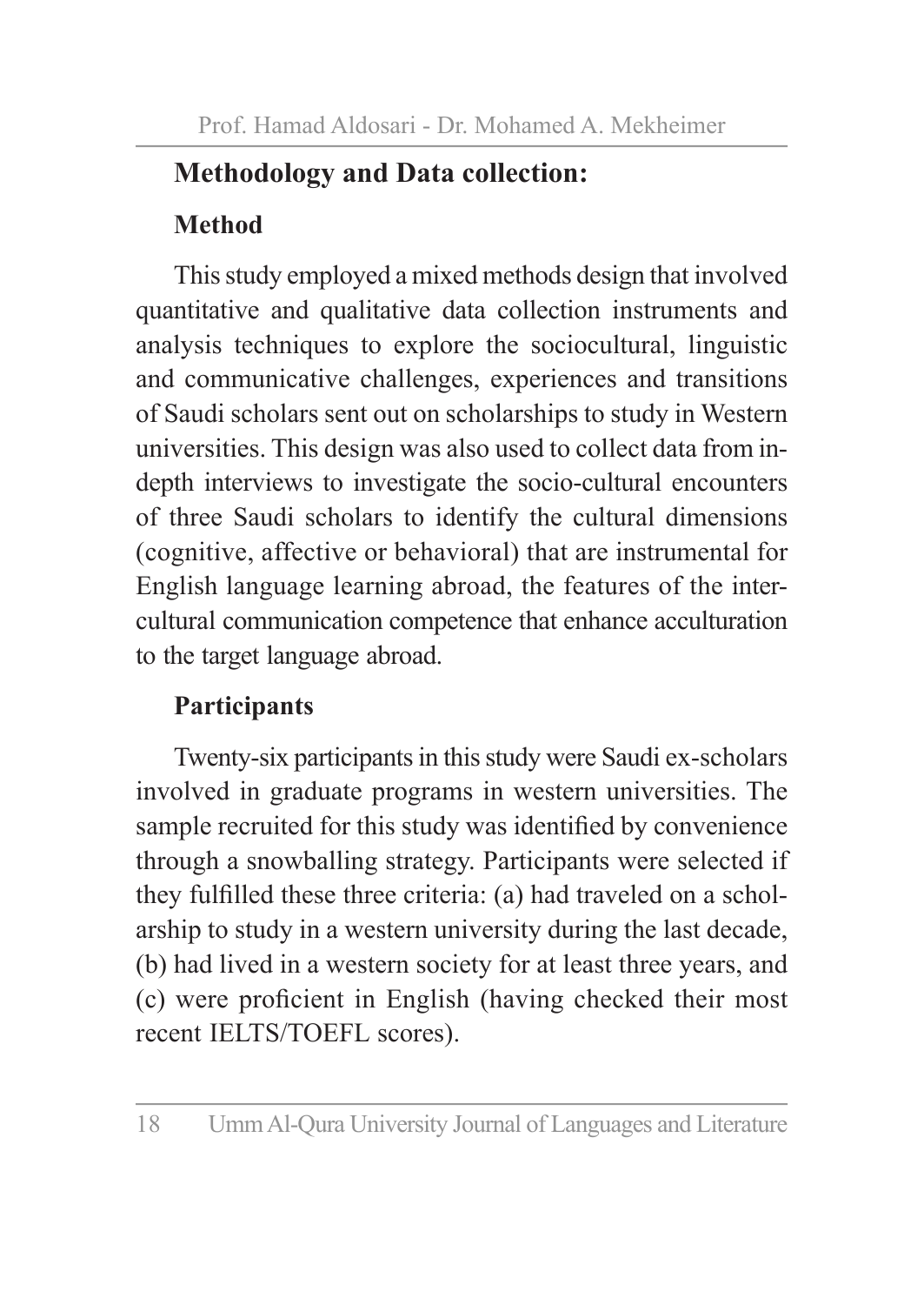## Methodology and Data collection:

### Method

This study employed a mixed methods design that involved quantitative and qualitative data collection instruments and analysis techniques to explore the sociocultural, linguistic and communicative challenges, experiences and transitions of Saudi scholars sent out on scholarships to study in Western universities. This design was also used to collect data from in-depth interviews to investigate the socio-cultural encounters of three Saudi scholars to identify the cultural dimensions (cognitive, affective or behavioral) that are instrumental for English language learning abroad, the features of the inter-cultural communication competence that enhance acculturation to the target language abroad.

### Participants

Twenty-six participants in this study were Saudi ex-scholars involved in graduate programs in western universities. The sample recruited for this study was identified by convenience through a snowballing strategy. Participants were selected if they fulfilled these three criteria: (a) had traveled on a scholarship to study in a western university during the last decade, (b) had lived in a western society for at least three years, and (c) were proficient in English (having checked their most recent IELTS/TOEFL scores).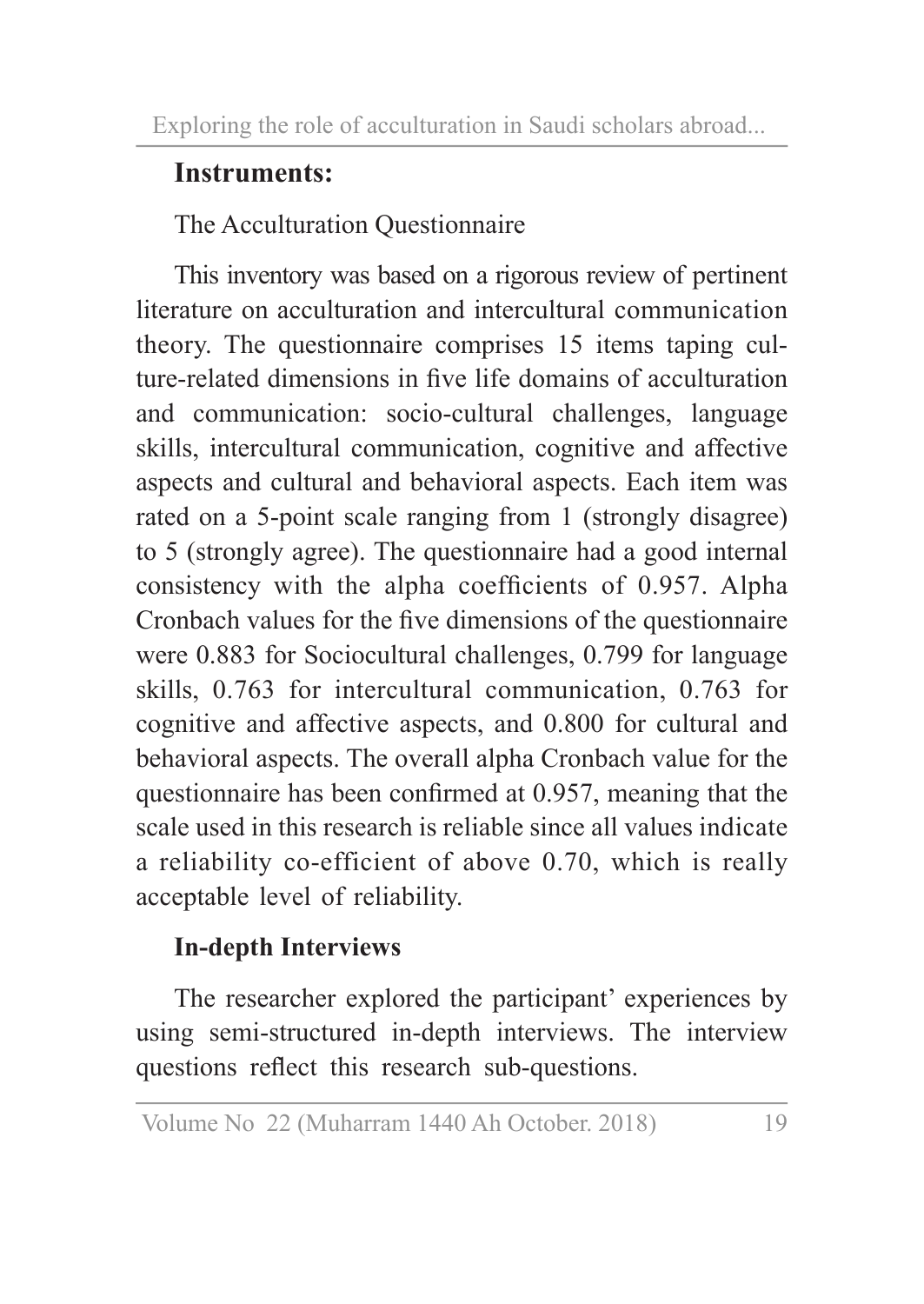## Instruments:

The Acculturation Questionnaire

This inventory was based on a rigorous review of pertinent literature on acculturation and intercultural communication theory. The questionnaire comprises 15 items taping culture-related dimensions in five life domains of acculturation and communication: socio-cultural challenges, language skills, intercultural communication, cognitive and affective aspects and cultural and behavioral aspects. Each item was rated on a 5-point scale ranging from 1 (strongly disagree) to 5 (strongly agree). The questionnaire had a good internal consistency with the alpha coefficients of 0.957. Alpha Cronbach values for the five dimensions of the questionnaire were 0.883 for Sociocultural challenges, 0.799 for language skills, 0.763 for intercultural communication, 0.763 for cognitive and affective aspects, and 0.800 for cultural and behavioral aspects. The overall alpha Cronbach value for the questionnaire has been confirmed at 0.957, meaning that the scale used in this research is reliable since all values indicate a reliability co-efficient of above 0.70, which is really acceptable level of reliability.

### In-depth Interviews

The researcher explored the participant' experiences by using semi-structured in-depth interviews. The interview questions reflect this research sub-questions.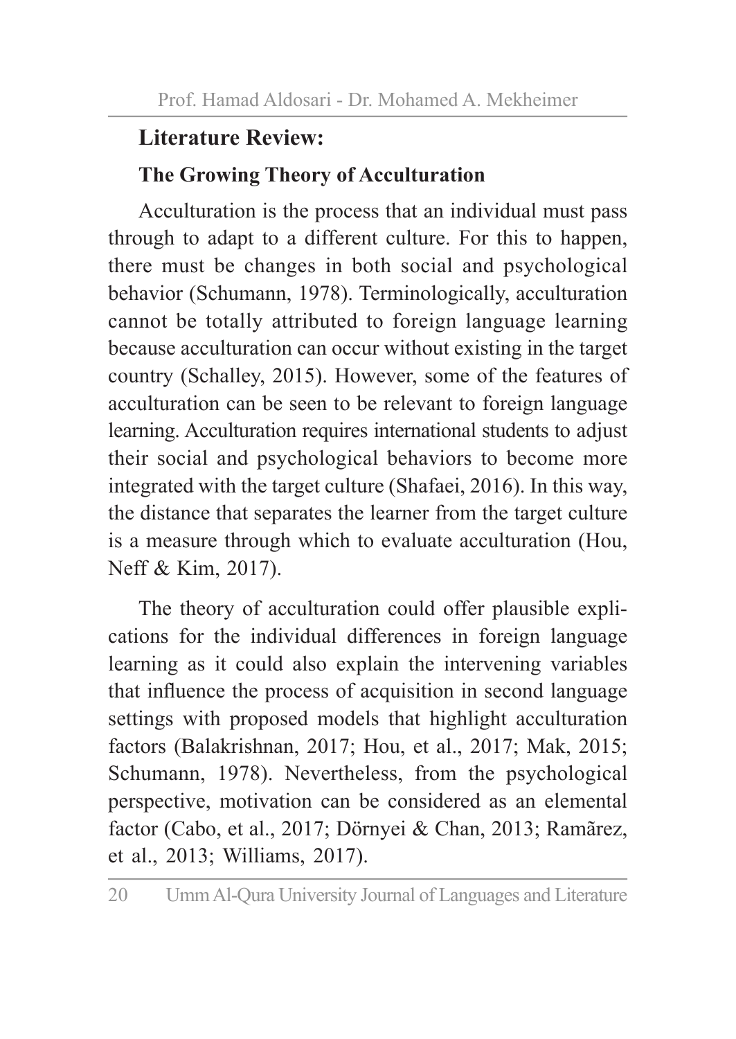## Literature Review:

### The Growing Theory of Acculturation

Acculturation is the process that an individual must pass through to adapt to a different culture. For this to happen, there must be changes in both social and psychological behavior (Schumann, 1978). Terminologically, acculturation cannot be totally attributed to foreign language learning because acculturation can occur without existing in the target country (Schalley, 2015). However, some of the features of acculturation can be seen to be relevant to foreign language learning. Acculturation requires international students to adjust their social and psychological behaviors to become more integrated with the target culture (Shafaei, 2016). In this way, the distance that separates the learner from the target culture is a measure through which to evaluate acculturation (Hou, Neff & Kim, 2017).

The theory of acculturation could offer plausible explications for the individual differences in foreign language learning as it could also explain the intervening variables that influence the process of acquisition in second language settings with proposed models that highlight acculturation factors (Balakrishnan, 2017; Hou, et al., 2017; Mak, 2015; Schumann, 1978). Nevertheless, from the psychological perspective, motivation can be considered as an elemental factor (Cabo, et al., 2017; Dörnyei & Chan, 2013; Ramãrez, et al., 2013; Williams, 2017).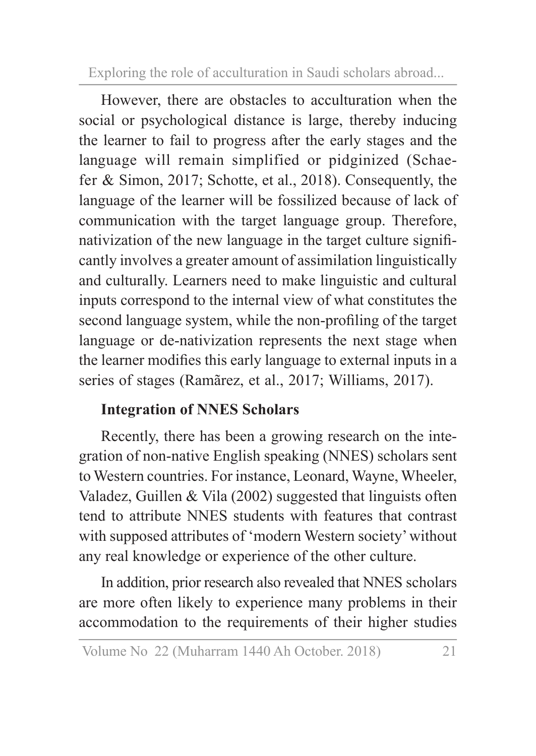However, there are obstacles to acculturation when the social or psychological distance is large, thereby inducing the learner to fail to progress after the early stages and the language will remain simplified or pidginized (Schaefer & Simon, 2017; Schotte, et al., 2018). Consequently, the language of the learner will be fossilized because of lack of communication with the target language group. Therefore, nativization of the new language in the target culture significantly involves a greater amount of assimilation linguistically and culturally. Learners need to make linguistic and cultural inputs correspond to the internal view of what constitutes the second language system, while the non-profiling of the target language or de-nativization represents the next stage when the learner modifies this early language to external inputs in a series of stages (Ramãrez, et al., 2017; Williams, 2017).

**Integration of NNES Scholars**

Recently, there has been a growing research on the integration of non-native English speaking (NNES) scholars sent to Western countries. For instance, Leonard, Wayne, Wheeler, Valadez, Guillen & Vila (2002) suggested that linguists often tend to attribute NNES students with features that contrast with supposed attributes of 'modern Western society' without any real knowledge or experience of the other culture.

In addition, prior research also revealed that NNES scholars are more often likely to experience many problems in their accommodation to the requirements of their higher studies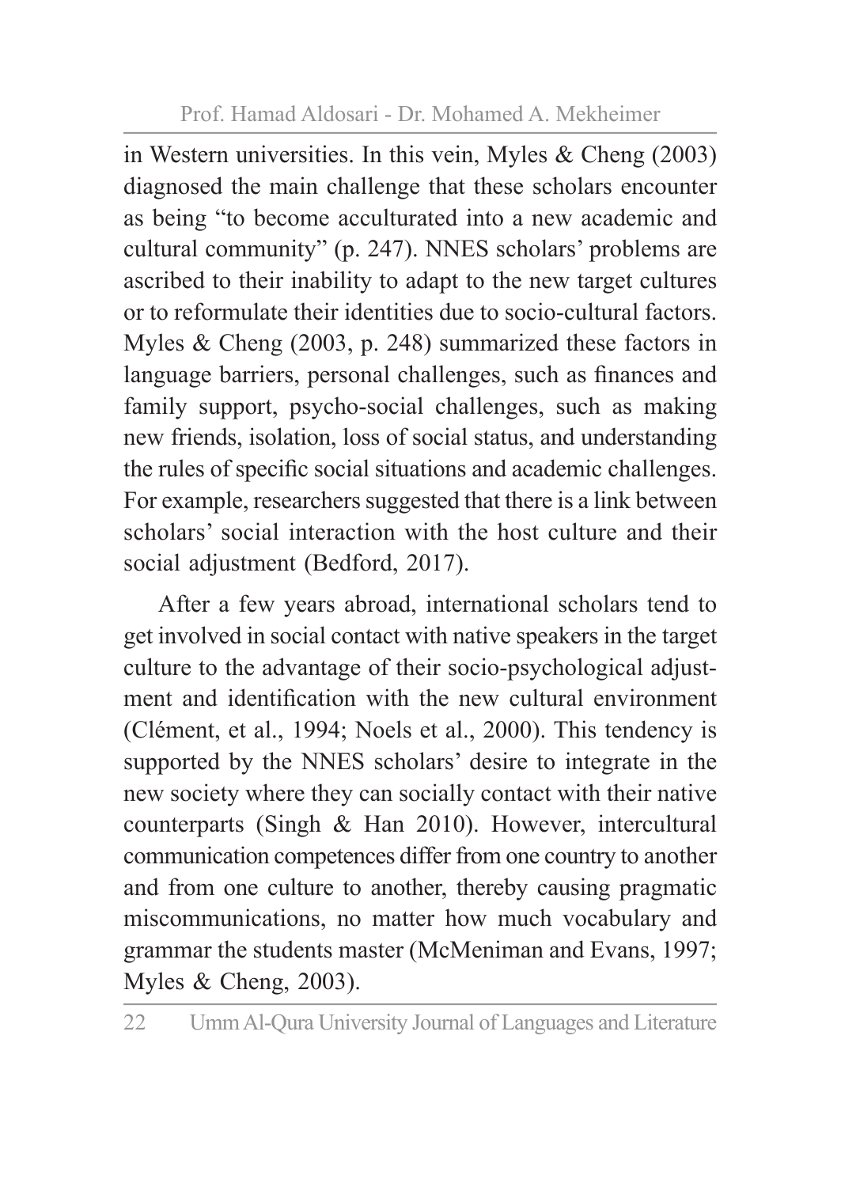in Western universities. In this vein, Myles & Cheng (2003) diagnosed the main challenge that these scholars encounter as being "to become acculturated into a new academic and cultural community" (p. 247). NNES scholars' problems are ascribed to their inability to adapt to the new target cultures or to reformulate their identities due to socio-cultural factors. Myles & Cheng (2003, p. 248) summarized these factors in language barriers, personal challenges, such as finances and family support, psycho-social challenges, such as making new friends, isolation, loss of social status, and understanding the rules of specific social situations and academic challenges. For example, researchers suggested that there is a link between scholars' social interaction with the host culture and their social adjustment (Bedford, 2017).

After a few years abroad, international scholars tend to get involved in social contact with native speakers in the target culture to the advantage of their socio-psychological adjustment and identification with the new cultural environment (Clément, et al., 1994; Noels et al., 2000). This tendency is supported by the NNES scholars' desire to integrate in the new society where they can socially contact with their native counterparts (Singh & Han 2010). However, intercultural communication competences differ from one country to another and from one culture to another, thereby causing pragmatic miscommunications, no matter how much vocabulary and grammar the students master (McMeniman and Evans, 1997; Myles & Cheng, 2003).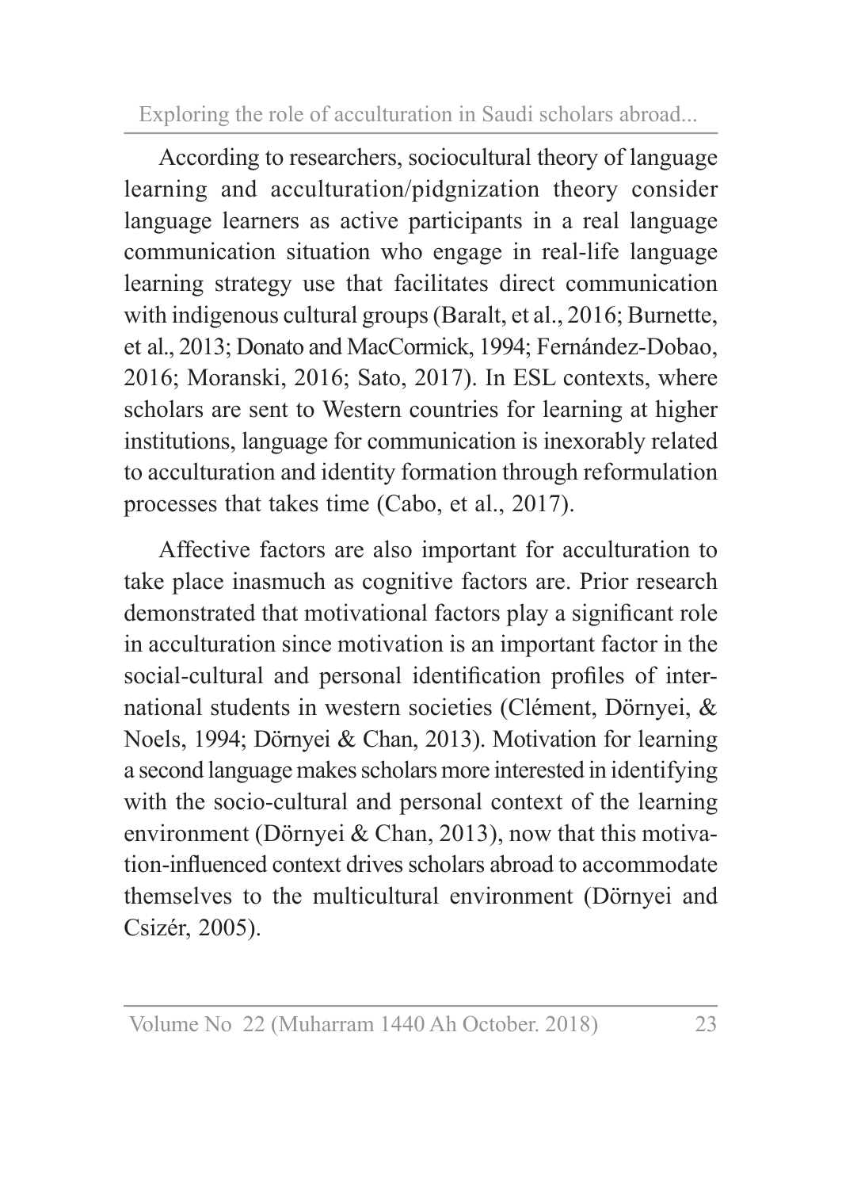According to researchers, sociocultural theory of language learning and acculturation/pidgnization theory consider language learners as active participants in a real language communication situation who engage in real-life language learning strategy use that facilitates direct communication with indigenous cultural groups (Baralt, et al., 2016; Burnette, et al., 2013; Donato and MacCormick, 1994; Fernández-Dobao, 2016; Moranski, 2016; Sato, 2017). In ESL contexts, where scholars are sent to Western countries for learning at higher institutions, language for communication is inexorably related to acculturation and identity formation through reformulation processes that takes time (Cabo, et al., 2017).

Affective factors are also important for acculturation to take place inasmuch as cognitive factors are. Prior research demonstrated that motivational factors play a significant role in acculturation since motivation is an important factor in the social-cultural and personal identification profiles of international students in western societies (Clément, Dörnyei, & Noels, 1994; Dörnyei & Chan, 2013). Motivation for learning a second language makes scholars more interested in identifying with the socio-cultural and personal context of the learning environment (Dörnyei & Chan, 2013), now that this motivation-influenced context drives scholars abroad to accommodate themselves to the multicultural environment (Dörnyei and Csizér, 2005).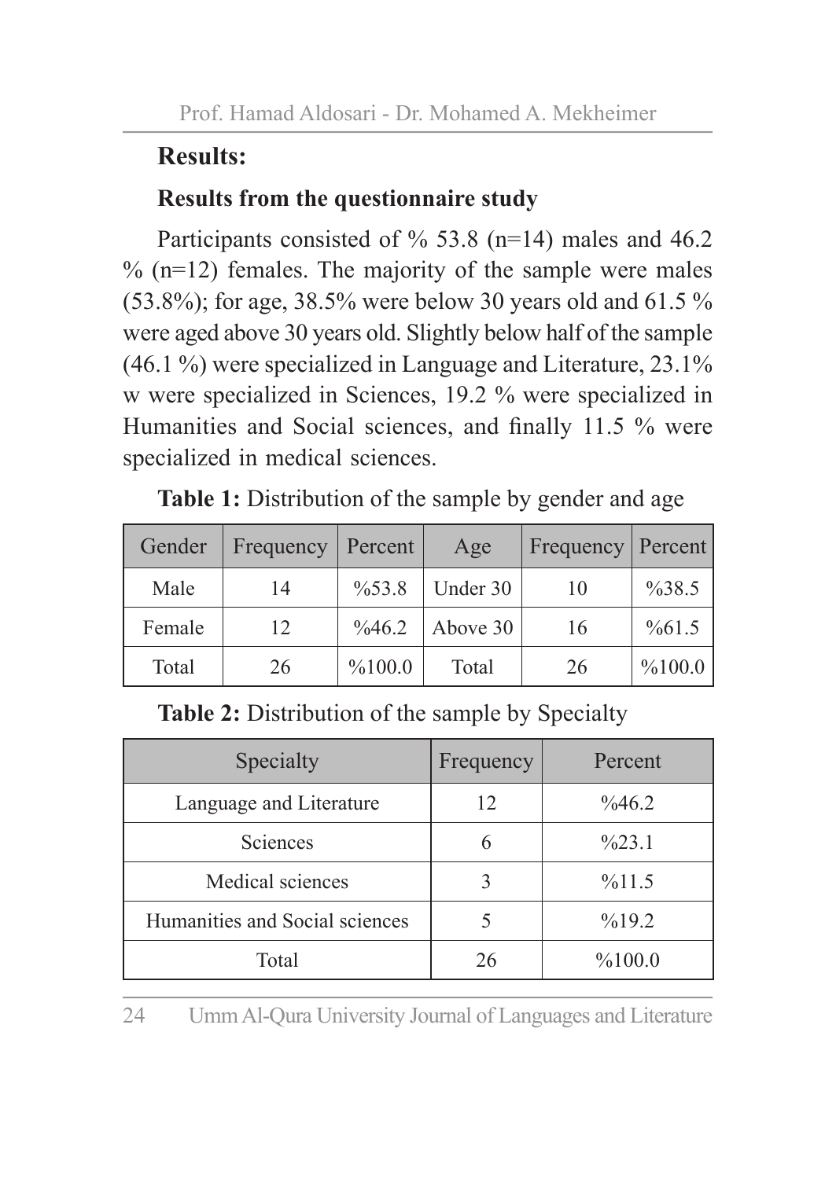## Results:

### Results from the questionnaire study

Participants consisted of % 53.8 (n=14) males and 46.2 % (n=12) females. The majority of the sample were males (53.8%); for age, 38.5% were below 30 years old and 61.5 % were aged above 30 years old. Slightly below half of the sample (46.1 %) were specialized in Language and Literature, 23.1% w were specialized in Sciences, 19.2 % were specialized in Humanities and Social sciences, and finally 11.5 % were specialized in medical sciences.

**Table 1:** Distribution of the sample by gender and age

| Gender | Frequency | Percent | Age | Frequency | Percent |
|---|---|---|---|---|---|
| Male | 14 | %53.8 | Under 30 | 10 | %38.5 |
| Female | 12 | %46.2 | Above 30 | 16 | %61.5 |
| Total | 26 | %100.0 | Total | 26 | %100.0 |

**Table 2:** Distribution of the sample by Specialty

| Specialty | Frequency | Percent |
|---|---|---|
| Language and Literature | 12 | %46.2 |
| Sciences | 6 | %23.1 |
| Medical sciences | 3 | %11.5 |
| Humanities and Social sciences | 5 | %19.2 |
| Total | 26 | %100.0 |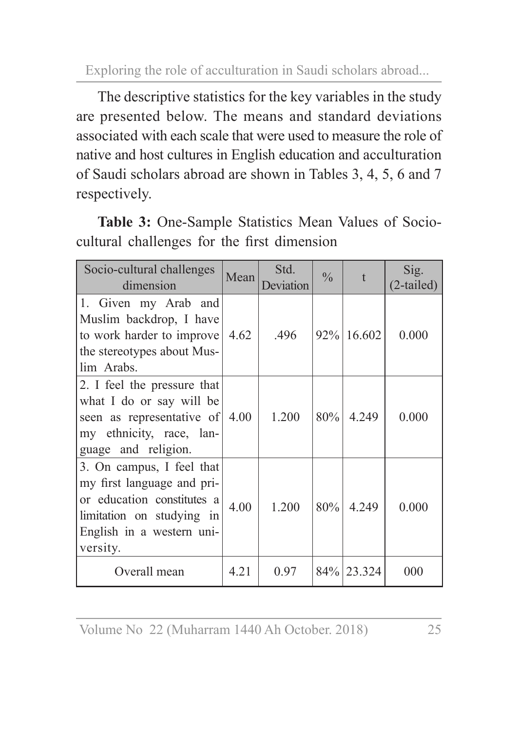The descriptive statistics for the key variables in the study are presented below. The means and standard deviations associated with each scale that were used to measure the role of native and host cultures in English education and acculturation of Saudi scholars abroad are shown in Tables 3, 4, 5, 6 and 7 respectively.

**Table 3:** One-Sample Statistics Mean Values of Socio-cultural challenges for the first dimension

| Socio-cultural challenges dimension | Mean | Std. Deviation | % | t | Sig. (2-tailed) |
|---|---|---|---|---|---|
| 1. Given my Arab and Muslim backdrop, I have to work harder to improve the stereotypes about Muslim Arabs. | 4.62 | .496 | 92% | 16.602 | 0.000 |
| 2. I feel the pressure that what I do or say will be seen as representative of my ethnicity, race, language and religion. | 4.00 | 1.200 | 80% | 4.249 | 0.000 |
| 3. On campus, I feel that my first language and prior education constitutes a limitation on studying in English in a western university. | 4.00 | 1.200 | 80% | 4.249 | 0.000 |
| Overall mean | 4.21 | 0.97 | 84% | 23.324 | 000 |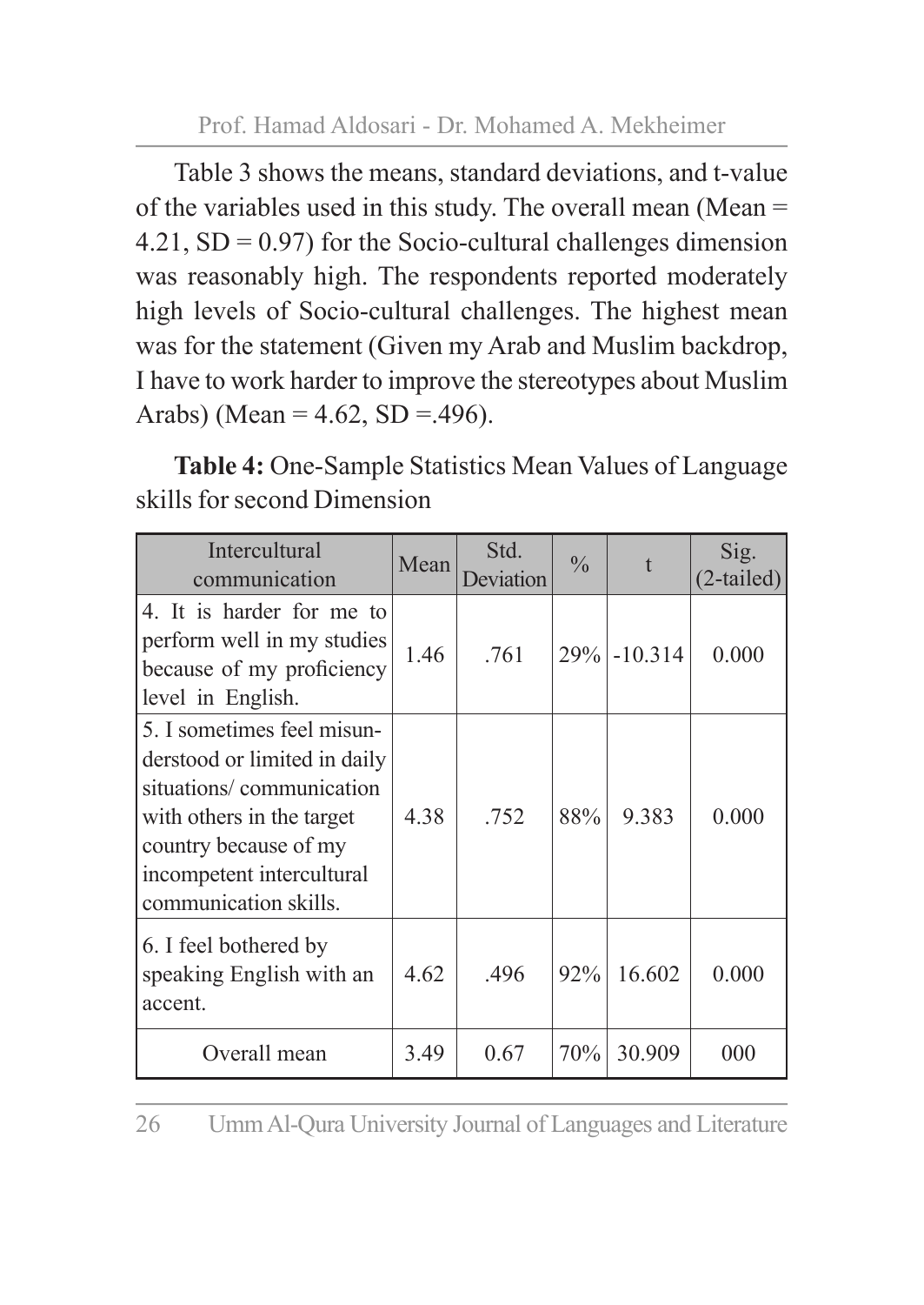Table 3 shows the means, standard deviations, and t-value of the variables used in this study. The overall mean (Mean = 4.21, SD = 0.97) for the Socio-cultural challenges dimension was reasonably high. The respondents reported moderately high levels of Socio-cultural challenges. The highest mean was for the statement (Given my Arab and Muslim backdrop, I have to work harder to improve the stereotypes about Muslim Arabs) (Mean = 4.62, SD =.496).

**Table 4:** One-Sample Statistics Mean Values of Language skills for second Dimension

| Intercultural communication | Mean | Std. Deviation | % | t | Sig. (2-tailed) |
|---|---|---|---|---|---|
| 4. It is harder for me to perform well in my studies because of my proficiency level in English. | 1.46 | .761 | 29% | -10.314 | 0.000 |
| 5. I sometimes feel misunderstood or limited in daily situations/ communication with others in the target country because of my incompetent intercultural communication skills. | 4.38 | .752 | 88% | 9.383 | 0.000 |
| 6. I feel bothered by speaking English with an accent. | 4.62 | .496 | 92% | 16.602 | 0.000 |
| Overall mean | 3.49 | 0.67 | 70% | 30.909 | 000 |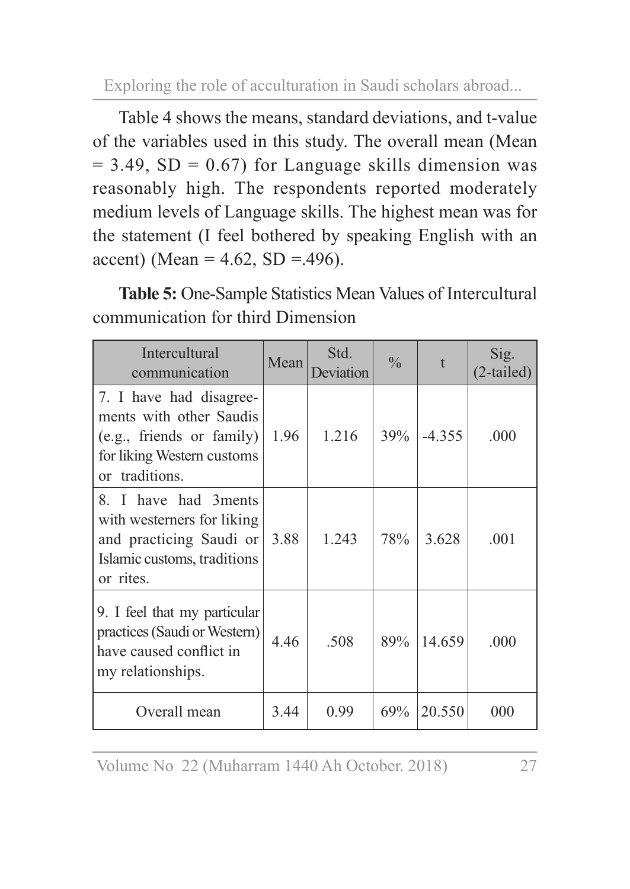Table 4 shows the means, standard deviations, and t-value of the variables used in this study. The overall mean (Mean = 3.49, SD = 0.67) for Language skills dimension was reasonably high. The respondents reported moderately medium levels of Language skills. The highest mean was for the statement (I feel bothered by speaking English with an accent) (Mean = 4.62, SD =.496).

**Table 5:** One-Sample Statistics Mean Values of Intercultural communication for third Dimension

| Intercultural communication | Mean | Std. Deviation | % | t | Sig. (2-tailed) |
|---|---|---|---|---|---|
| 7. I have had disagreements with other Saudis (e.g., friends or family) for liking Western customs or traditions. | 1.96 | 1.216 | 39% | -4.355 | .000 |
| 8. I have had 3ments with westerners for liking and practicing Saudi or Islamic customs, traditions or rites. | 3.88 | 1.243 | 78% | 3.628 | .001 |
| 9. I feel that my particular practices (Saudi or Western) have caused conflict in my relationships. | 4.46 | .508 | 89% | 14.659 | .000 |
| Overall mean | 3.44 | 0.99 | 69% | 20.550 | 000 |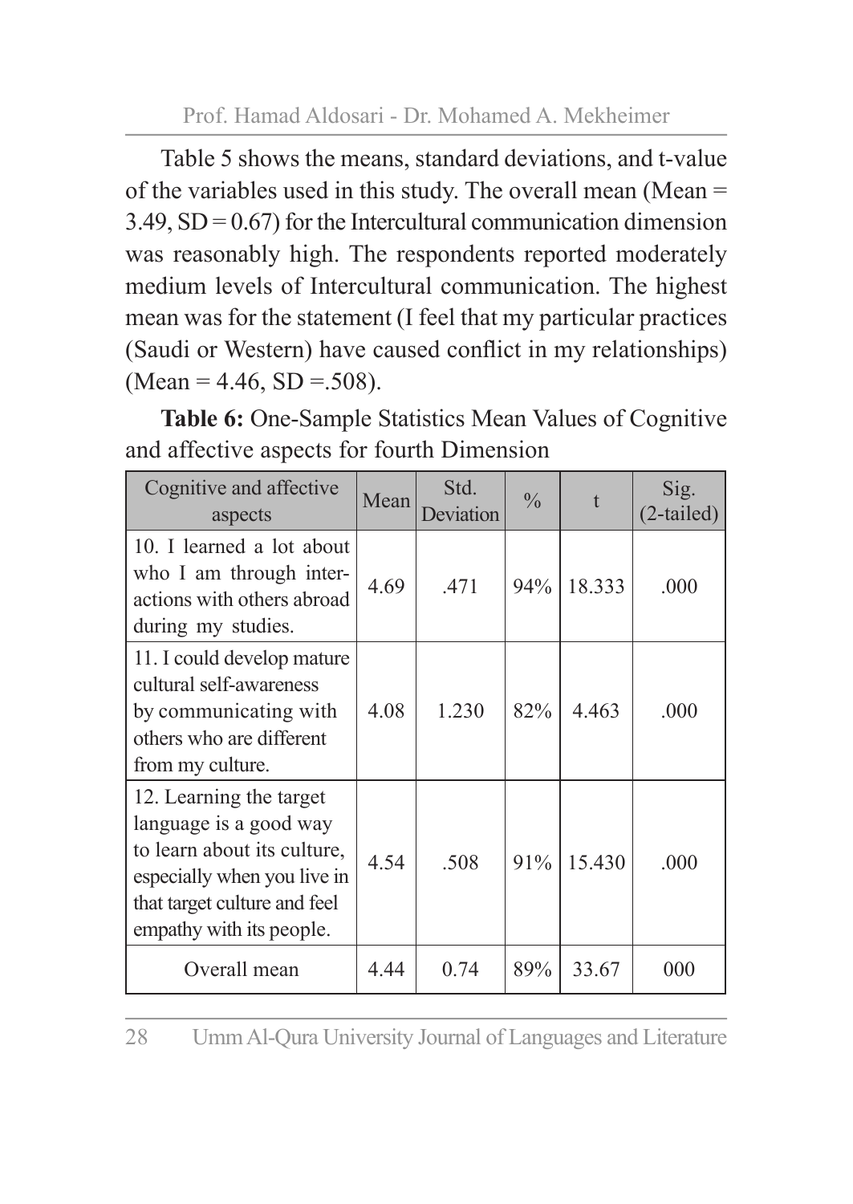Table 5 shows the means, standard deviations, and t-value of the variables used in this study. The overall mean (Mean = 3.49, SD = 0.67) for the Intercultural communication dimension was reasonably high. The respondents reported moderately medium levels of Intercultural communication. The highest mean was for the statement (I feel that my particular practices (Saudi or Western) have caused conflict in my relationships) (Mean = 4.46, SD =.508).

**Table 6:** One-Sample Statistics Mean Values of Cognitive and affective aspects for fourth Dimension

| Cognitive and affective aspects | Mean | Std. Deviation | % | t | Sig. (2-tailed) |
|---|---|---|---|---|---|
| 10. I learned a lot about who I am through interactions with others abroad during my studies. | 4.69 | .471 | 94% | 18.333 | .000 |
| 11. I could develop mature cultural self-awareness by communicating with others who are different from my culture. | 4.08 | 1.230 | 82% | 4.463 | .000 |
| 12. Learning the target language is a good way to learn about its culture, especially when you live in that target culture and feel empathy with its people. | 4.54 | .508 | 91% | 15.430 | .000 |
| Overall mean | 4.44 | 0.74 | 89% | 33.67 | 000 |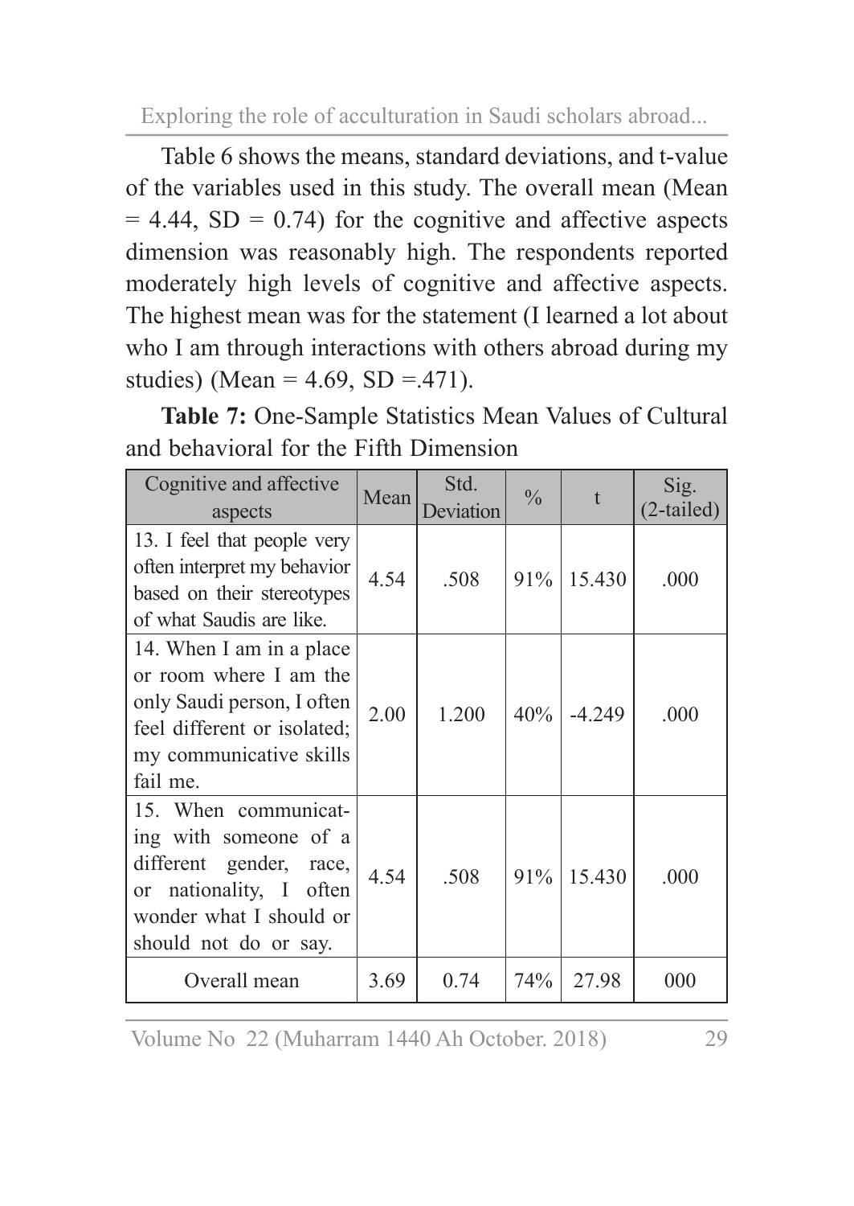Table 6 shows the means, standard deviations, and t-value of the variables used in this study. The overall mean (Mean = 4.44, SD = 0.74) for the cognitive and affective aspects dimension was reasonably high. The respondents reported moderately high levels of cognitive and affective aspects. The highest mean was for the statement (I learned a lot about who I am through interactions with others abroad during my studies) (Mean = 4.69, SD =.471).

**Table 7:** One-Sample Statistics Mean Values of Cultural and behavioral for the Fifth Dimension

| Cognitive and affective aspects | Mean | Std. Deviation | % | t | Sig. (2-tailed) |
|---|---|---|---|---|---|
| 13. I feel that people very often interpret my behavior based on their stereotypes of what Saudis are like. | 4.54 | .508 | 91% | 15.430 | .000 |
| 14. When I am in a place or room where I am the only Saudi person, I often feel different or isolated; my communicative skills fail me. | 2.00 | 1.200 | 40% | -4.249 | .000 |
| 15. When communicating with someone of a different gender, race, or nationality, I often wonder what I should or should not do or say. | 4.54 | .508 | 91% | 15.430 | .000 |
| Overall mean | 3.69 | 0.74 | 74% | 27.98 | 000 |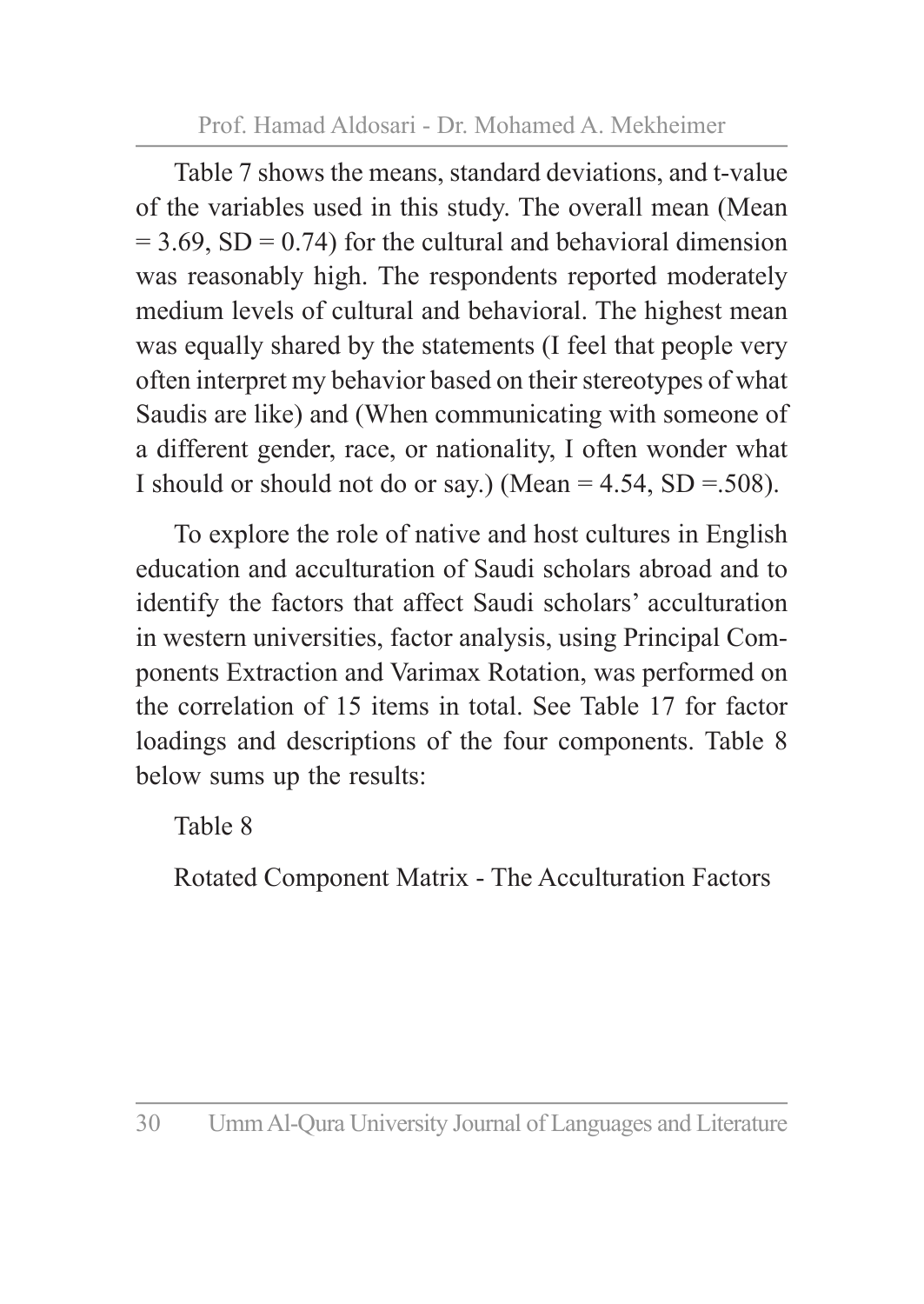Table 7 shows the means, standard deviations, and t-value of the variables used in this study. The overall mean (Mean = 3.69, SD = 0.74) for the cultural and behavioral dimension was reasonably high. The respondents reported moderately medium levels of cultural and behavioral. The highest mean was equally shared by the statements (I feel that people very often interpret my behavior based on their stereotypes of what Saudis are like) and (When communicating with someone of a different gender, race, or nationality, I often wonder what I should or should not do or say.) (Mean = 4.54, SD =.508).

To explore the role of native and host cultures in English education and acculturation of Saudi scholars abroad and to identify the factors that affect Saudi scholars' acculturation in western universities, factor analysis, using Principal Components Extraction and Varimax Rotation, was performed on the correlation of 15 items in total. See Table 17 for factor loadings and descriptions of the four components. Table 8 below sums up the results:

Table 8

Rotated Component Matrix - The Acculturation Factors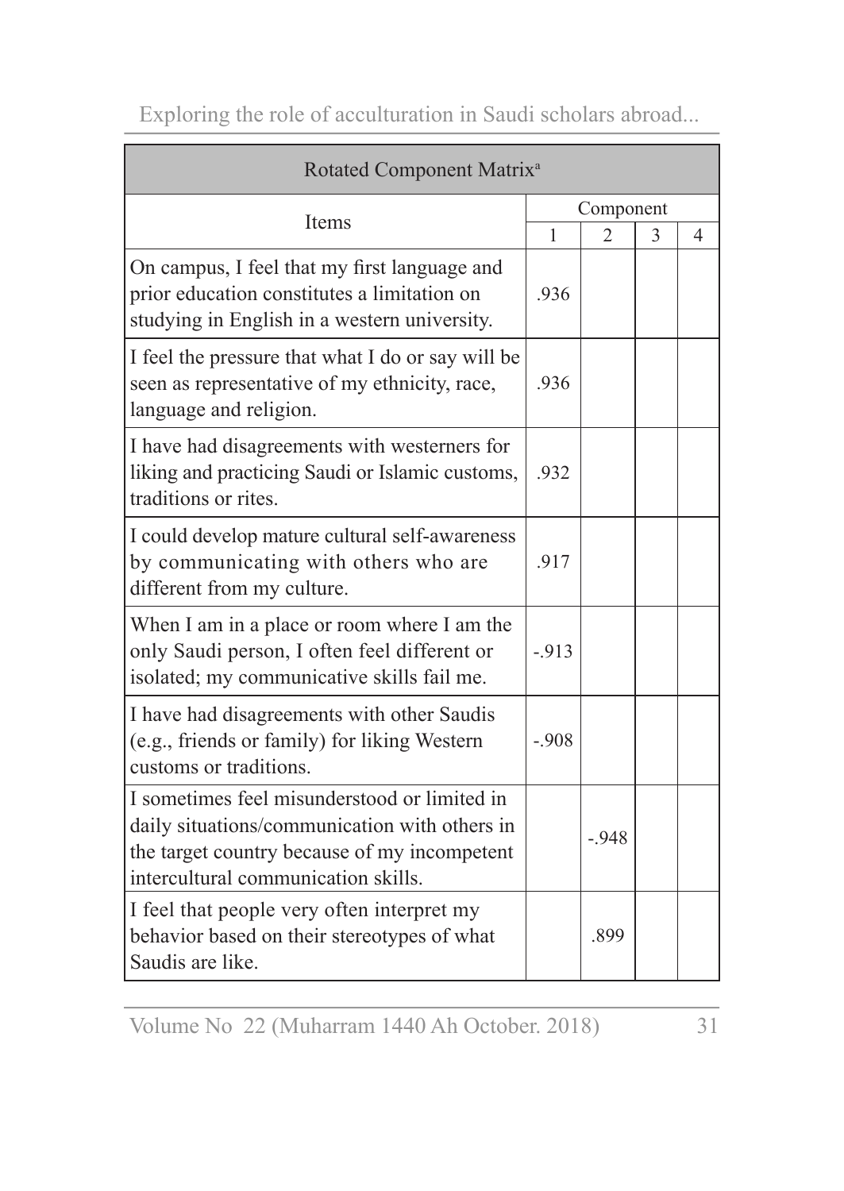| Rotated Component Matrix[a] | | | | |
|---|---|---|---|---|
| Items | Component | | | |
| | 1 | 2 | 3 | 4 |
| On campus, I feel that my first language and prior education constitutes a limitation on studying in English in a western university. | .936 | | | |
| I feel the pressure that what I do or say will be seen as representative of my ethnicity, race, language and religion. | .936 | | | |
| I have had disagreements with westerners for liking and practicing Saudi or Islamic customs, traditions or rites. | .932 | | | |
| I could develop mature cultural self-awareness by communicating with others who are different from my culture. | .917 | | | |
| When I am in a place or room where I am the only Saudi person, I often feel different or isolated; my communicative skills fail me. | -.913 | | | |
| I have had disagreements with other Saudis (e.g., friends or family) for liking Western customs or traditions. | -.908 | | | |
| I sometimes feel misunderstood or limited in daily situations/communication with others in the target country because of my incompetent intercultural communication skills. | | -.948 | | |
| I feel that people very often interpret my behavior based on their stereotypes of what Saudis are like. | | .899 | | |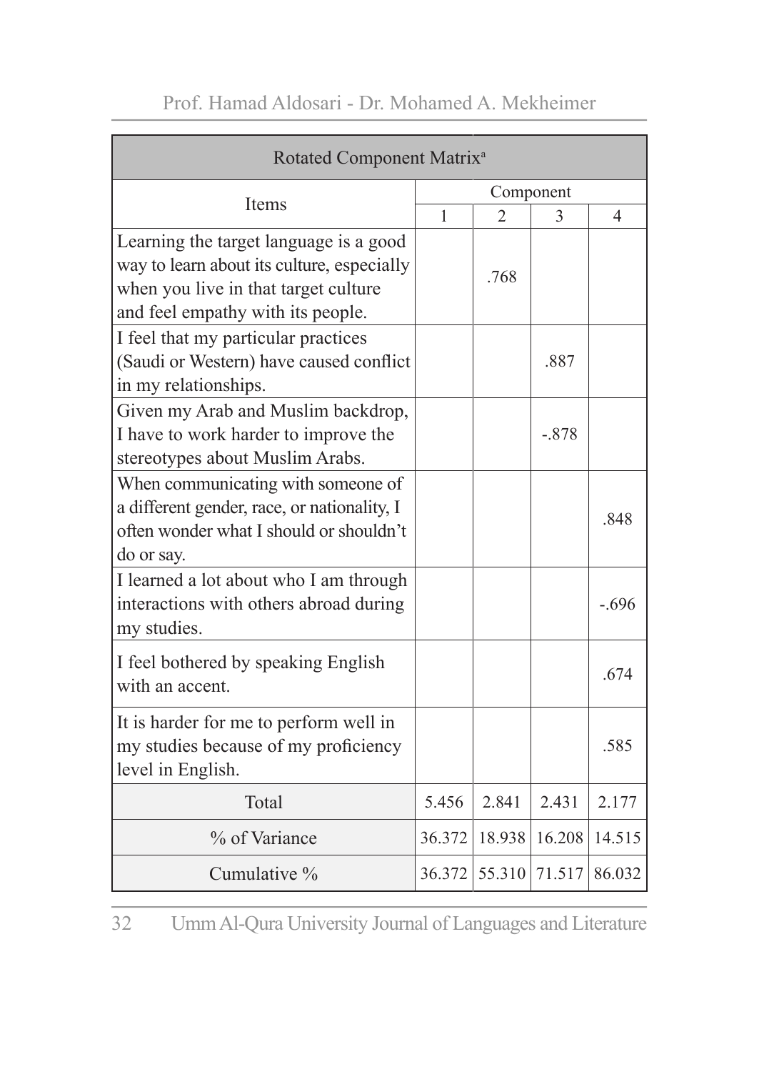| Rotated Component Matrix[a] | | | | |
|---|---|---|---|---|
| Items | Component | | | |
| | 1 | 2 | 3 | 4 |
| Learning the target language is a good way to learn about its culture, especially when you live in that target culture and feel empathy with its people. | | .768 | | |
| I feel that my particular practices (Saudi or Western) have caused conflict in my relationships. | | | .887 | |
| Given my Arab and Muslim backdrop, I have to work harder to improve the stereotypes about Muslim Arabs. | | | -.878 | |
| When communicating with someone of a different gender, race, or nationality, I often wonder what I should or shouldn't do or say. | | | | .848 |
| I learned a lot about who I am through interactions with others abroad during my studies. | | | | -.696 |
| I feel bothered by speaking English with an accent. | | | | .674 |
| It is harder for me to perform well in my studies because of my proficiency level in English. | | | | .585 |
| Total | 5.456 | 2.841 | 2.431 | 2.177 |
| % of Variance | 36.372 | 18.938 | 16.208 | 14.515 |
| Cumulative % | 36.372 | 55.310 | 71.517 | 86.032 |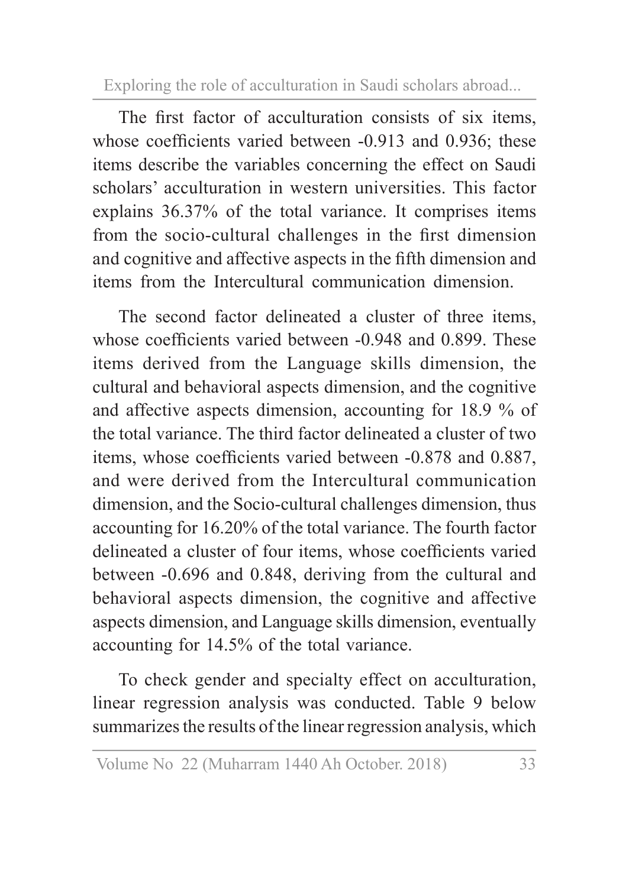The first factor of acculturation consists of six items, whose coefficients varied between -0.913 and 0.936; these items describe the variables concerning the effect on Saudi scholars' acculturation in western universities. This factor explains 36.37% of the total variance. It comprises items from the socio-cultural challenges in the first dimension and cognitive and affective aspects in the fifth dimension and items from the Intercultural communication dimension.

The second factor delineated a cluster of three items, whose coefficients varied between -0.948 and 0.899. These items derived from the Language skills dimension, the cultural and behavioral aspects dimension, and the cognitive and affective aspects dimension, accounting for 18.9 % of the total variance. The third factor delineated a cluster of two items, whose coefficients varied between -0.878 and 0.887, and were derived from the Intercultural communication dimension, and the Socio-cultural challenges dimension, thus accounting for 16.20% of the total variance. The fourth factor delineated a cluster of four items, whose coefficients varied between -0.696 and 0.848, deriving from the cultural and behavioral aspects dimension, the cognitive and affective aspects dimension, and Language skills dimension, eventually accounting for 14.5% of the total variance.

To check gender and specialty effect on acculturation, linear regression analysis was conducted. Table 9 below summarizes the results of the linear regression analysis, which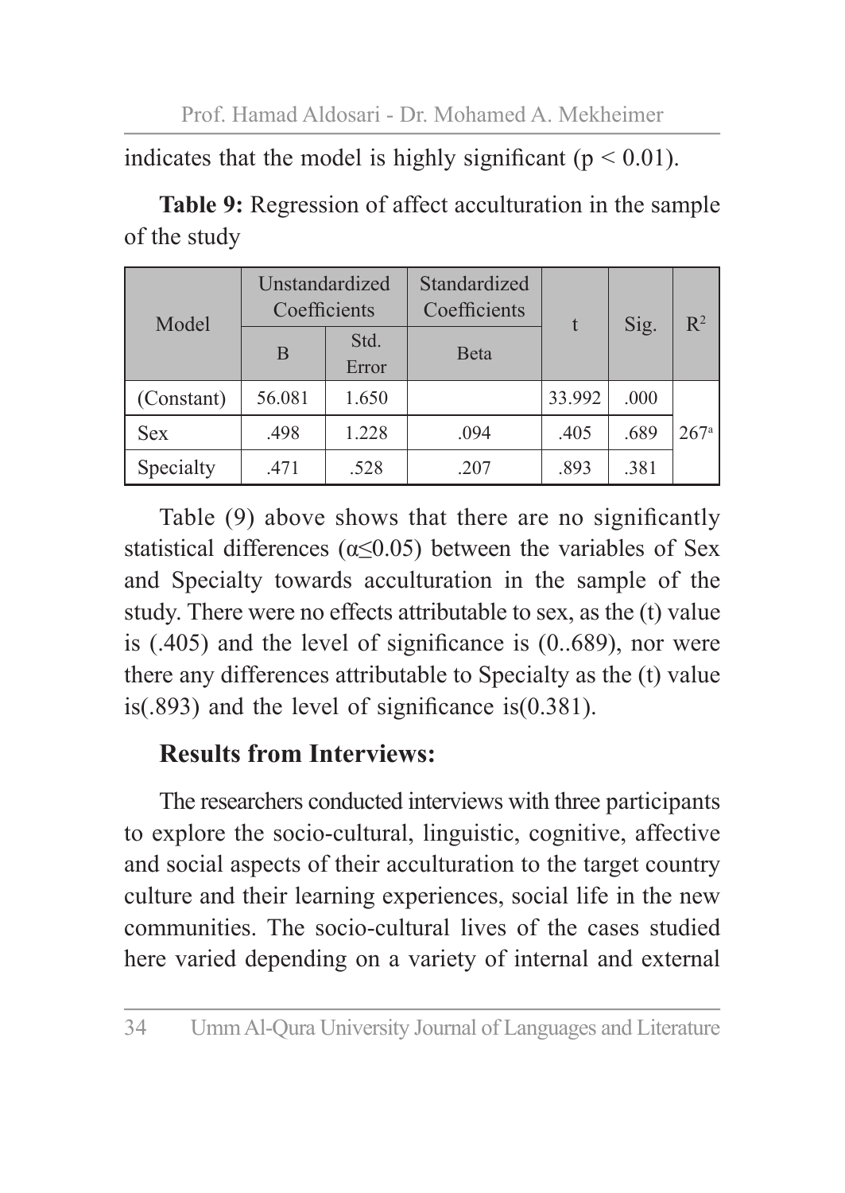indicates that the model is highly significant ($p < 0.01$).

**Table 9:** Regression of affect acculturation in the sample of the study

| Model | Unstandardized Coefficients | | Standardized Coefficients | t | Sig. | $R^2$ |
|---|---|---|---|---|---|---|
| | B | Std. Error | Beta | | | |
| (Constant) | 56.081 | 1.650 | | 33.992 | .000 | 267[a] |
| Sex | .498 | 1.228 | .094 | .405 | .689 | |
| Specialty | .471 | .528 | .207 | .893 | .381 | |

Table (9) above shows that there are no significantly statistical differences ($\alpha \leq 0.05$) between the variables of Sex and Specialty towards acculturation in the sample of the study. There were no effects attributable to sex, as the (t) value is (.405) and the level of significance is (0..689), nor were there any differences attributable to Specialty as the (t) value is(.893) and the level of significance is(0.381).

## Results from Interviews:

The researchers conducted interviews with three participants to explore the socio-cultural, linguistic, cognitive, affective and social aspects of their acculturation to the target country culture and their learning experiences, social life in the new communities. The socio-cultural lives of the cases studied here varied depending on a variety of internal and external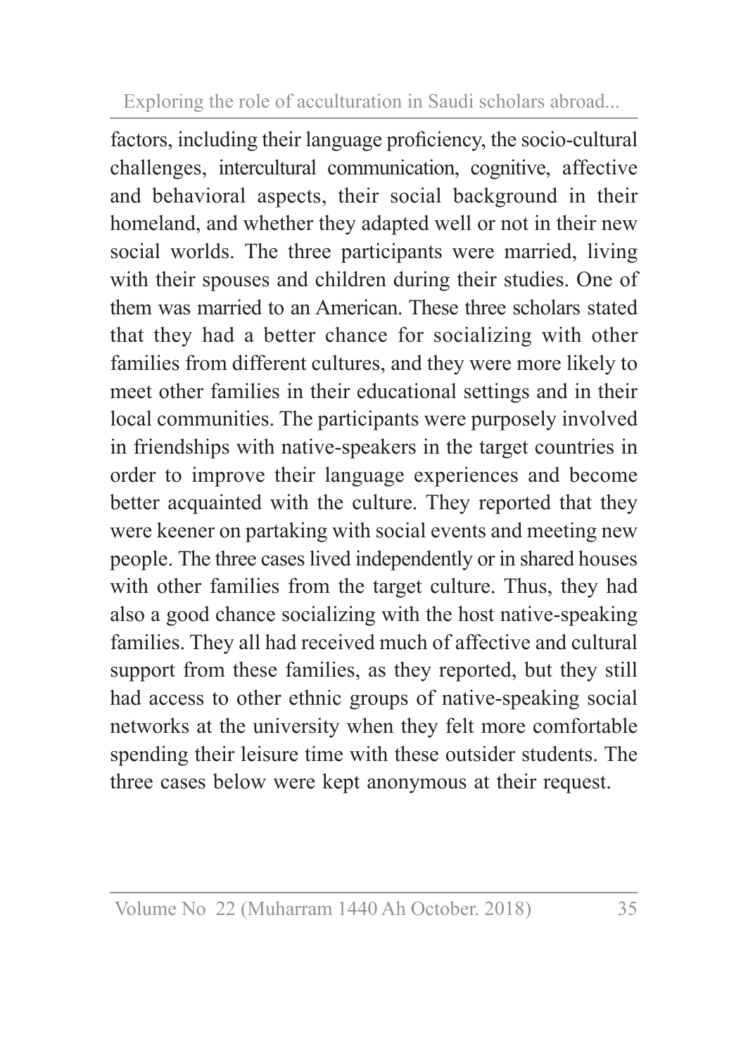factors, including their language proficiency, the socio-cultural challenges, intercultural communication, cognitive, affective and behavioral aspects, their social background in their homeland, and whether they adapted well or not in their new social worlds. The three participants were married, living with their spouses and children during their studies. One of them was married to an American. These three scholars stated that they had a better chance for socializing with other families from different cultures, and they were more likely to meet other families in their educational settings and in their local communities. The participants were purposely involved in friendships with native-speakers in the target countries in order to improve their language experiences and become better acquainted with the culture. They reported that they were keener on partaking with social events and meeting new people. The three cases lived independently or in shared houses with other families from the target culture. Thus, they had also a good chance socializing with the host native-speaking families. They all had received much of affective and cultural support from these families, as they reported, but they still had access to other ethnic groups of native-speaking social networks at the university when they felt more comfortable spending their leisure time with these outsider students. The three cases below were kept anonymous at their request.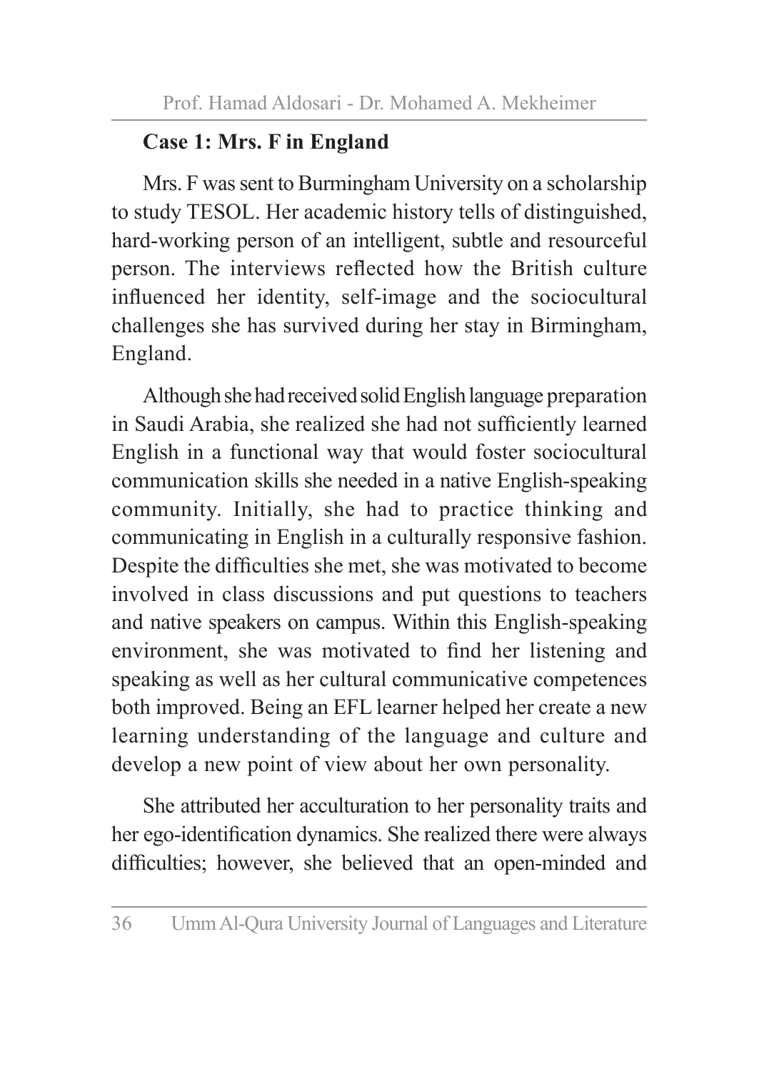### Case 1: Mrs. F in England

Mrs. F was sent to Burmingham University on a scholarship to study TESOL. Her academic history tells of distinguished, hard-working person of an intelligent, subtle and resourceful person. The interviews reflected how the British culture influenced her identity, self-image and the sociocultural challenges she has survived during her stay in Birmingham, England.

Although she had received solid English language preparation in Saudi Arabia, she realized she had not sufficiently learned English in a functional way that would foster sociocultural communication skills she needed in a native English-speaking community. Initially, she had to practice thinking and communicating in English in a culturally responsive fashion. Despite the difficulties she met, she was motivated to become involved in class discussions and put questions to teachers and native speakers on campus. Within this English-speaking environment, she was motivated to find her listening and speaking as well as her cultural communicative competences both improved. Being an EFL learner helped her create a new learning understanding of the language and culture and develop a new point of view about her own personality.

She attributed her acculturation to her personality traits and her ego-identification dynamics. She realized there were always difficulties; however, she believed that an open-minded and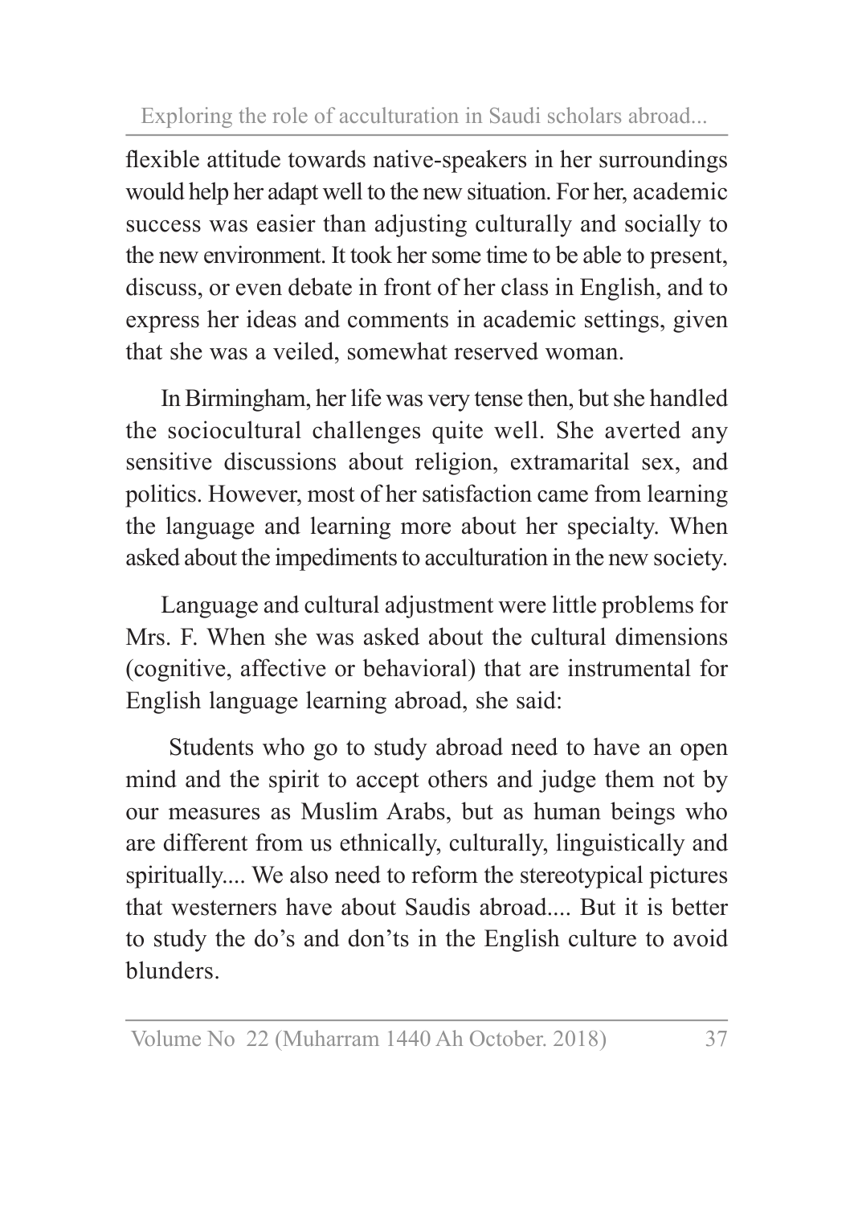flexible attitude towards native-speakers in her surroundings would help her adapt well to the new situation. For her, academic success was easier than adjusting culturally and socially to the new environment. It took her some time to be able to present, discuss, or even debate in front of her class in English, and to express her ideas and comments in academic settings, given that she was a veiled, somewhat reserved woman.

In Birmingham, her life was very tense then, but she handled the sociocultural challenges quite well. She averted any sensitive discussions about religion, extramarital sex, and politics. However, most of her satisfaction came from learning the language and learning more about her specialty. When asked about the impediments to acculturation in the new society.

Language and cultural adjustment were little problems for Mrs. F. When she was asked about the cultural dimensions (cognitive, affective or behavioral) that are instrumental for English language learning abroad, she said:

Students who go to study abroad need to have an open mind and the spirit to accept others and judge them not by our measures as Muslim Arabs, but as human beings who are different from us ethnically, culturally, linguistically and spiritually.... We also need to reform the stereotypical pictures that westerners have about Saudis abroad.... But it is better to study the do's and don'ts in the English culture to avoid blunders.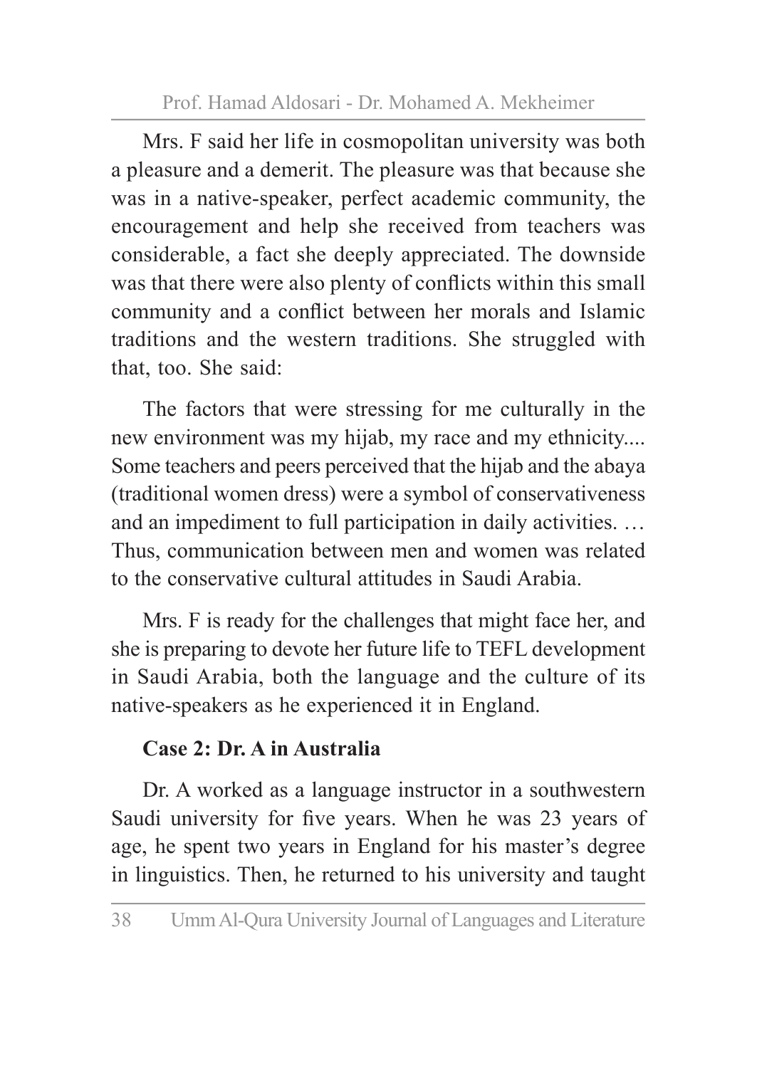Mrs. F said her life in cosmopolitan university was both a pleasure and a demerit. The pleasure was that because she was in a native-speaker, perfect academic community, the encouragement and help she received from teachers was considerable, a fact she deeply appreciated. The downside was that there were also plenty of conflicts within this small community and a conflict between her morals and Islamic traditions and the western traditions. She struggled with that, too. She said:

> The factors that were stressing for me culturally in the new environment was my hijab, my race and my ethnicity.... Some teachers and peers perceived that the hijab and the abaya (traditional women dress) were a symbol of conservativeness and an impediment to full participation in daily activities. … Thus, communication between men and women was related to the conservative cultural attitudes in Saudi Arabia.

Mrs. F is ready for the challenges that might face her, and she is preparing to devote her future life to TEFL development in Saudi Arabia, both the language and the culture of its native-speakers as he experienced it in England.

**Case 2: Dr. A in Australia**

Dr. A worked as a language instructor in a southwestern Saudi university for five years. When he was 23 years of age, he spent two years in England for his master's degree in linguistics. Then, he returned to his university and taught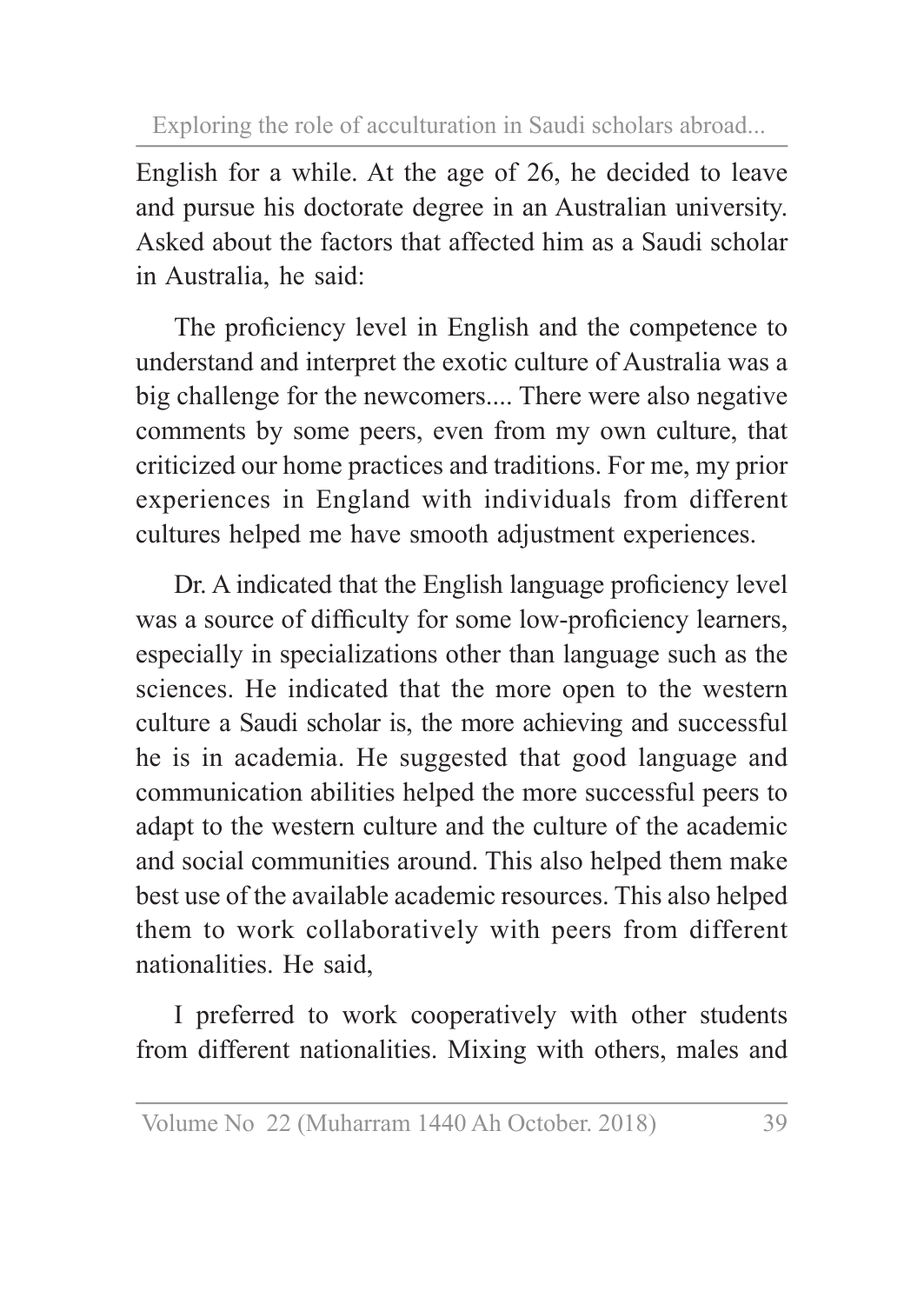English for a while. At the age of 26, he decided to leave and pursue his doctorate degree in an Australian university. Asked about the factors that affected him as a Saudi scholar in Australia, he said:

The proficiency level in English and the competence to understand and interpret the exotic culture of Australia was a big challenge for the newcomers.... There were also negative comments by some peers, even from my own culture, that criticized our home practices and traditions. For me, my prior experiences in England with individuals from different cultures helped me have smooth adjustment experiences.

Dr. A indicated that the English language proficiency level was a source of difficulty for some low-proficiency learners, especially in specializations other than language such as the sciences. He indicated that the more open to the western culture a Saudi scholar is, the more achieving and successful he is in academia. He suggested that good language and communication abilities helped the more successful peers to adapt to the western culture and the culture of the academic and social communities around. This also helped them make best use of the available academic resources. This also helped them to work collaboratively with peers from different nationalities. He said,

I preferred to work cooperatively with other students from different nationalities. Mixing with others, males and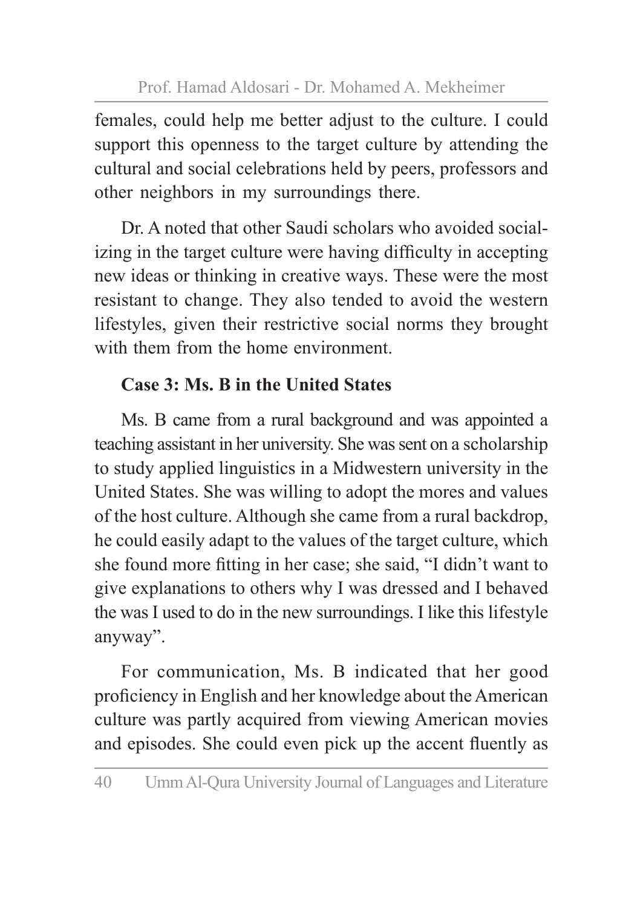females, could help me better adjust to the culture. I could support this openness to the target culture by attending the cultural and social celebrations held by peers, professors and other neighbors in my surroundings there.

Dr. A noted that other Saudi scholars who avoided socializing in the target culture were having difficulty in accepting new ideas or thinking in creative ways. These were the most resistant to change. They also tended to avoid the western lifestyles, given their restrictive social norms they brought with them from the home environment.

**Case 3: Ms. B in the United States**

Ms. B came from a rural background and was appointed a teaching assistant in her university. She was sent on a scholarship to study applied linguistics in a Midwestern university in the United States. She was willing to adopt the mores and values of the host culture. Although she came from a rural backdrop, he could easily adapt to the values of the target culture, which she found more fitting in her case; she said, "I didn't want to give explanations to others why I was dressed and I behaved the was I used to do in the new surroundings. I like this lifestyle anyway".

For communication, Ms. B indicated that her good proficiency in English and her knowledge about the American culture was partly acquired from viewing American movies and episodes. She could even pick up the accent fluently as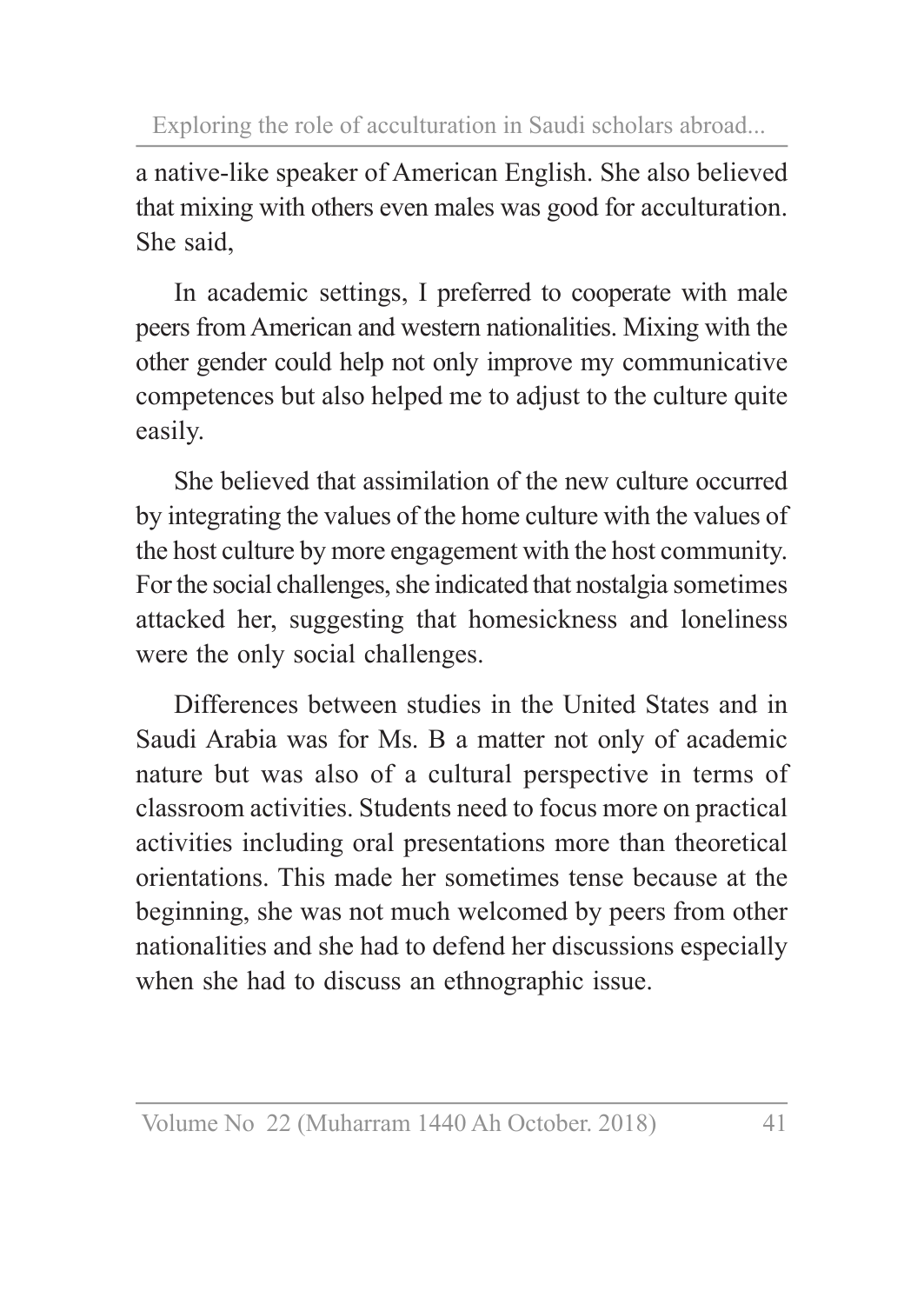a native-like speaker of American English. She also believed that mixing with others even males was good for acculturation. She said,

> In academic settings, I preferred to cooperate with male peers from American and western nationalities. Mixing with the other gender could help not only improve my communicative competences but also helped me to adjust to the culture quite easily.

She believed that assimilation of the new culture occurred by integrating the values of the home culture with the values of the host culture by more engagement with the host community. For the social challenges, she indicated that nostalgia sometimes attacked her, suggesting that homesickness and loneliness were the only social challenges.

Differences between studies in the United States and in Saudi Arabia was for Ms. B a matter not only of academic nature but was also of a cultural perspective in terms of classroom activities. Students need to focus more on practical activities including oral presentations more than theoretical orientations. This made her sometimes tense because at the beginning, she was not much welcomed by peers from other nationalities and she had to defend her discussions especially when she had to discuss an ethnographic issue.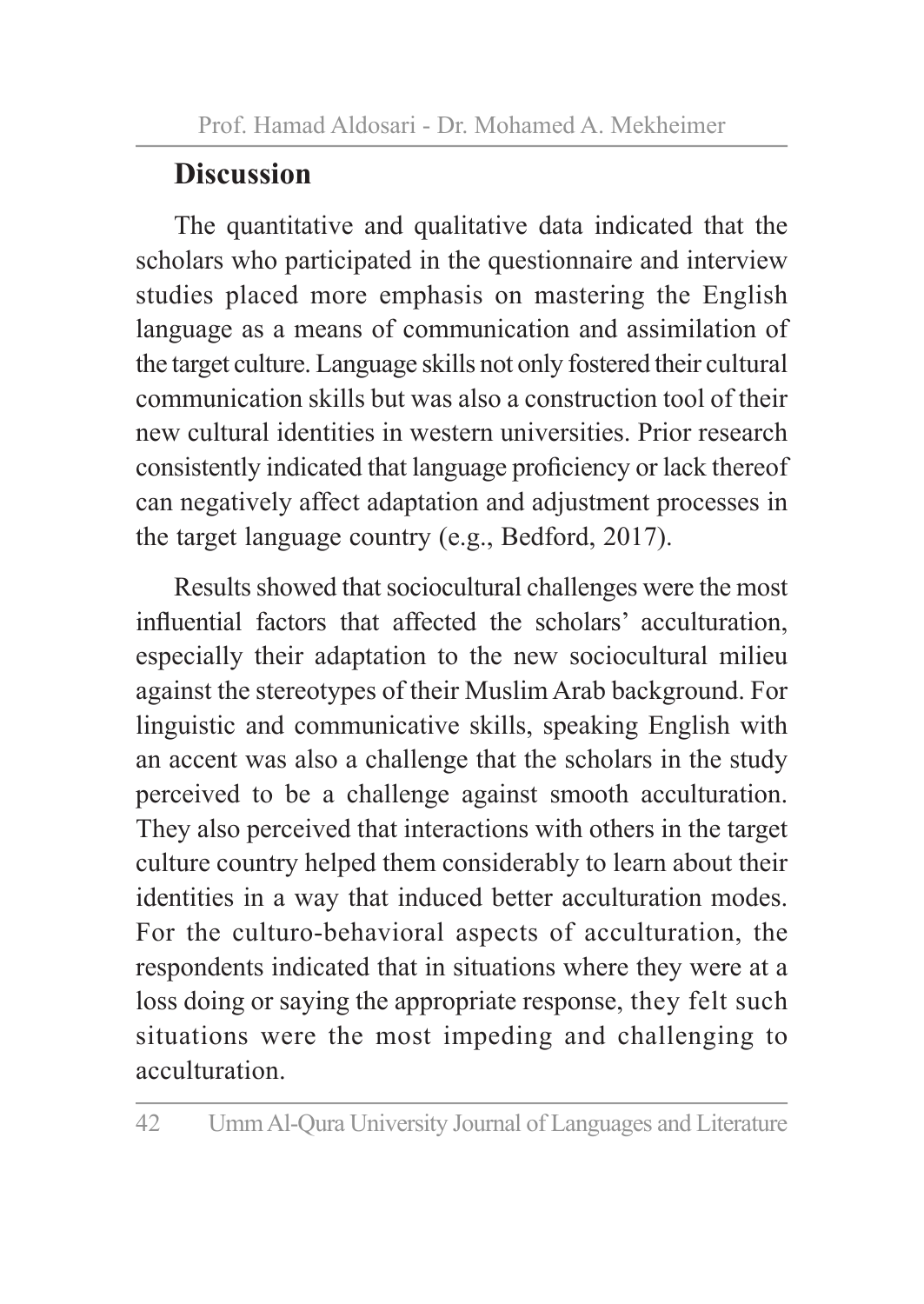## Discussion

The quantitative and qualitative data indicated that the scholars who participated in the questionnaire and interview studies placed more emphasis on mastering the English language as a means of communication and assimilation of the target culture. Language skills not only fostered their cultural communication skills but was also a construction tool of their new cultural identities in western universities. Prior research consistently indicated that language proficiency or lack thereof can negatively affect adaptation and adjustment processes in the target language country (e.g., Bedford, 2017).

Results showed that sociocultural challenges were the most influential factors that affected the scholars' acculturation, especially their adaptation to the new sociocultural milieu against the stereotypes of their Muslim Arab background. For linguistic and communicative skills, speaking English with an accent was also a challenge that the scholars in the study perceived to be a challenge against smooth acculturation. They also perceived that interactions with others in the target culture country helped them considerably to learn about their identities in a way that induced better acculturation modes. For the culturo-behavioral aspects of acculturation, the respondents indicated that in situations where they were at a loss doing or saying the appropriate response, they felt such situations were the most impeding and challenging to acculturation.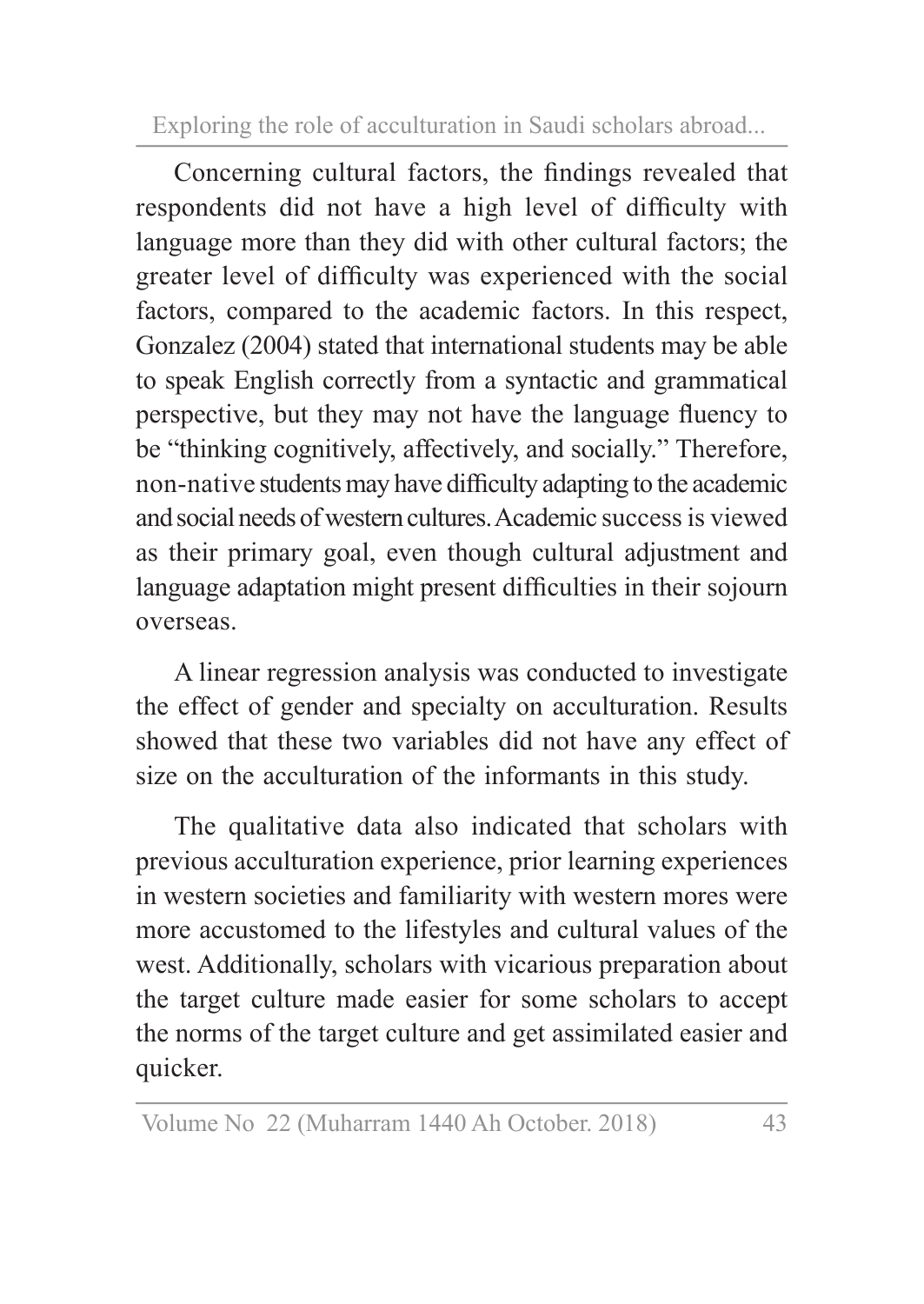Concerning cultural factors, the findings revealed that respondents did not have a high level of difficulty with language more than they did with other cultural factors; the greater level of difficulty was experienced with the social factors, compared to the academic factors. In this respect, Gonzalez (2004) stated that international students may be able to speak English correctly from a syntactic and grammatical perspective, but they may not have the language fluency to be "thinking cognitively, affectively, and socially." Therefore, non-native students may have difficulty adapting to the academic and social needs of western cultures. Academic success is viewed as their primary goal, even though cultural adjustment and language adaptation might present difficulties in their sojourn overseas.

A linear regression analysis was conducted to investigate the effect of gender and specialty on acculturation. Results showed that these two variables did not have any effect of size on the acculturation of the informants in this study.

The qualitative data also indicated that scholars with previous acculturation experience, prior learning experiences in western societies and familiarity with western mores were more accustomed to the lifestyles and cultural values of the west. Additionally, scholars with vicarious preparation about the target culture made easier for some scholars to accept the norms of the target culture and get assimilated easier and quicker.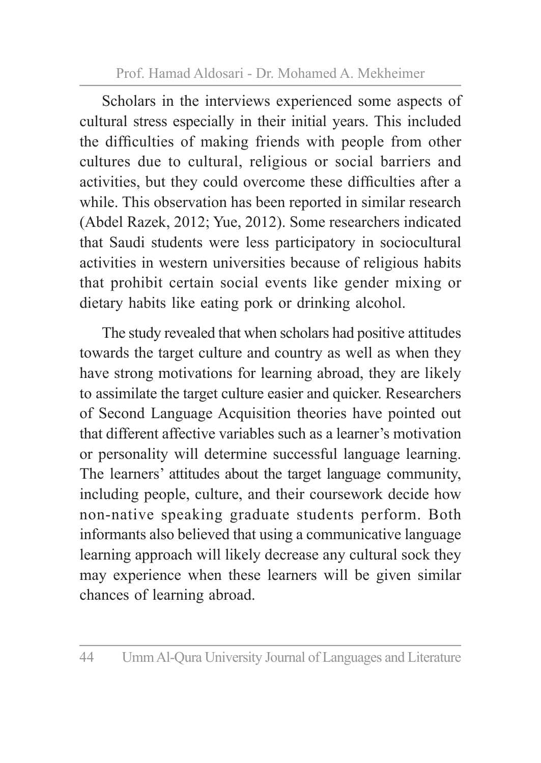Scholars in the interviews experienced some aspects of cultural stress especially in their initial years. This included the difficulties of making friends with people from other cultures due to cultural, religious or social barriers and activities, but they could overcome these difficulties after a while. This observation has been reported in similar research (Abdel Razek, 2012; Yue, 2012). Some researchers indicated that Saudi students were less participatory in sociocultural activities in western universities because of religious habits that prohibit certain social events like gender mixing or dietary habits like eating pork or drinking alcohol.

The study revealed that when scholars had positive attitudes towards the target culture and country as well as when they have strong motivations for learning abroad, they are likely to assimilate the target culture easier and quicker. Researchers of Second Language Acquisition theories have pointed out that different affective variables such as a learner's motivation or personality will determine successful language learning. The learners' attitudes about the target language community, including people, culture, and their coursework decide how non-native speaking graduate students perform. Both informants also believed that using a communicative language learning approach will likely decrease any cultural sock they may experience when these learners will be given similar chances of learning abroad.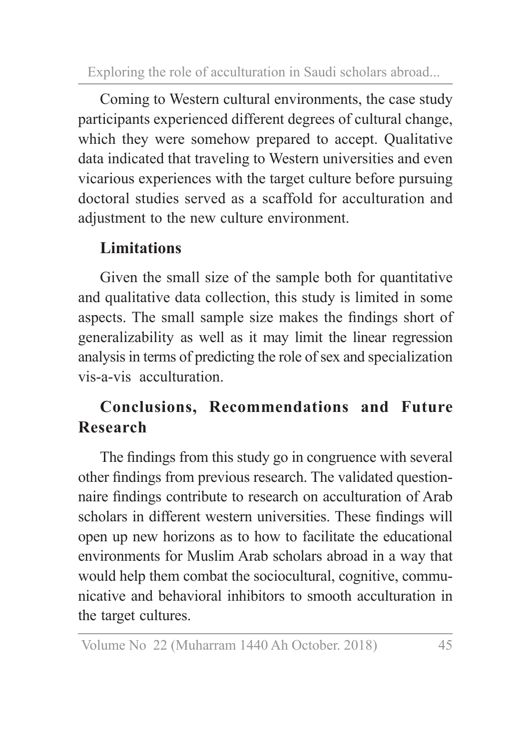Coming to Western cultural environments, the case study participants experienced different degrees of cultural change, which they were somehow prepared to accept. Qualitative data indicated that traveling to Western universities and even vicarious experiences with the target culture before pursuing doctoral studies served as a scaffold for acculturation and adjustment to the new culture environment.

## Limitations

Given the small size of the sample both for quantitative and qualitative data collection, this study is limited in some aspects. The small sample size makes the findings short of generalizability as well as it may limit the linear regression analysis in terms of predicting the role of sex and specialization vis-a-vis acculturation.

## Conclusions, Recommendations and Future Research

The findings from this study go in congruence with several other findings from previous research. The validated questionnaire findings contribute to research on acculturation of Arab scholars in different western universities. These findings will open up new horizons as to how to facilitate the educational environments for Muslim Arab scholars abroad in a way that would help them combat the sociocultural, cognitive, communicative and behavioral inhibitors to smooth acculturation in the target cultures.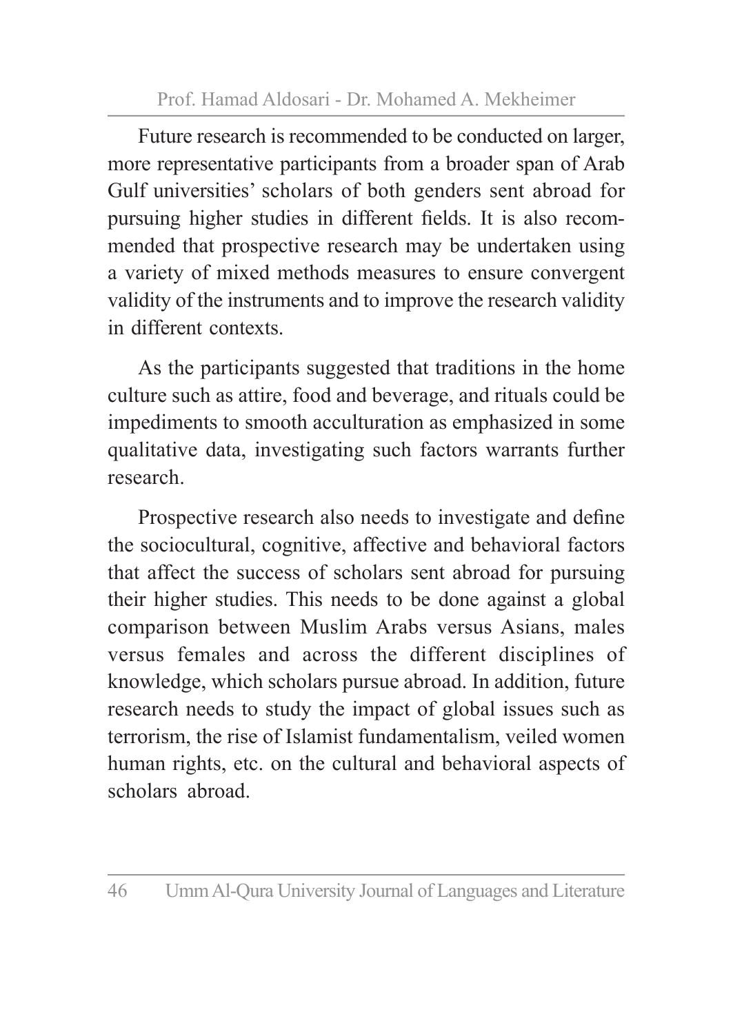Future research is recommended to be conducted on larger, more representative participants from a broader span of Arab Gulf universities' scholars of both genders sent abroad for pursuing higher studies in different fields. It is also recommended that prospective research may be undertaken using a variety of mixed methods measures to ensure convergent validity of the instruments and to improve the research validity in different contexts.

As the participants suggested that traditions in the home culture such as attire, food and beverage, and rituals could be impediments to smooth acculturation as emphasized in some qualitative data, investigating such factors warrants further research.

Prospective research also needs to investigate and define the sociocultural, cognitive, affective and behavioral factors that affect the success of scholars sent abroad for pursuing their higher studies. This needs to be done against a global comparison between Muslim Arabs versus Asians, males versus females and across the different disciplines of knowledge, which scholars pursue abroad. In addition, future research needs to study the impact of global issues such as terrorism, the rise of Islamist fundamentalism, veiled women human rights, etc. on the cultural and behavioral aspects of scholars abroad.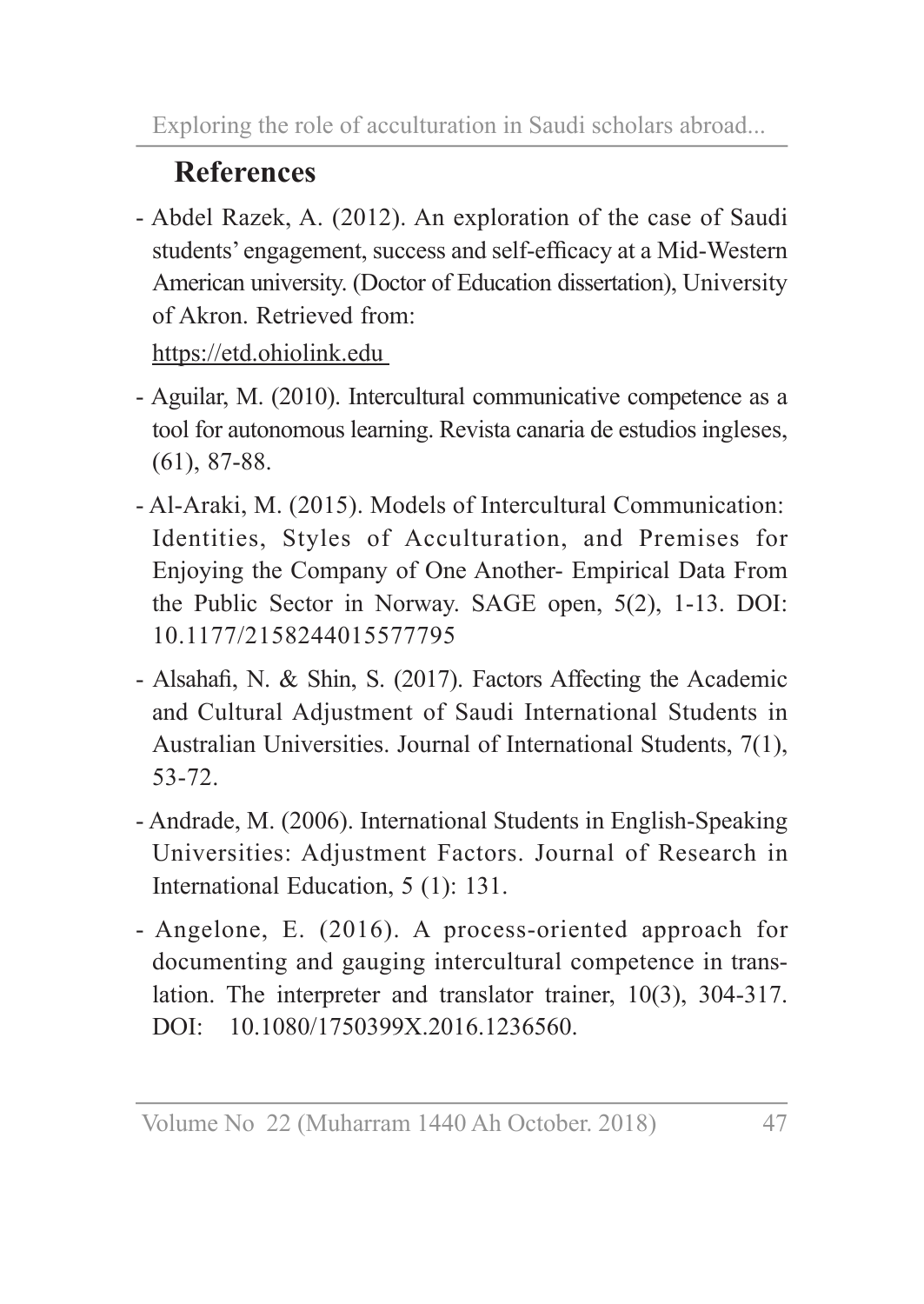## References

- Abdel Razek, A. (2012). An exploration of the case of Saudi students' engagement, success and self-efficacy at a Mid-Western American university. (Doctor of Education dissertation), University of Akron. Retrieved from: https://etd.ohiolink.edu
- Aguilar, M. (2010). Intercultural communicative competence as a tool for autonomous learning. Revista canaria de estudios ingleses, (61), 87-88.
- Al-Araki, M. (2015). Models of Intercultural Communication: Identities, Styles of Acculturation, and Premises for Enjoying the Company of One Another- Empirical Data From the Public Sector in Norway. SAGE open, 5(2), 1-13. DOI: 10.1177/2158244015577795
- Alsahafi, N. & Shin, S. (2017). Factors Affecting the Academic and Cultural Adjustment of Saudi International Students in Australian Universities. Journal of International Students, 7(1), 53-72.
- Andrade, M. (2006). International Students in English-Speaking Universities: Adjustment Factors. Journal of Research in International Education, 5 (1): 131.
- Angelone, E. (2016). A process-oriented approach for documenting and gauging intercultural competence in translation. The interpreter and translator trainer, 10(3), 304-317. DOI: 10.1080/1750399X.2016.1236560.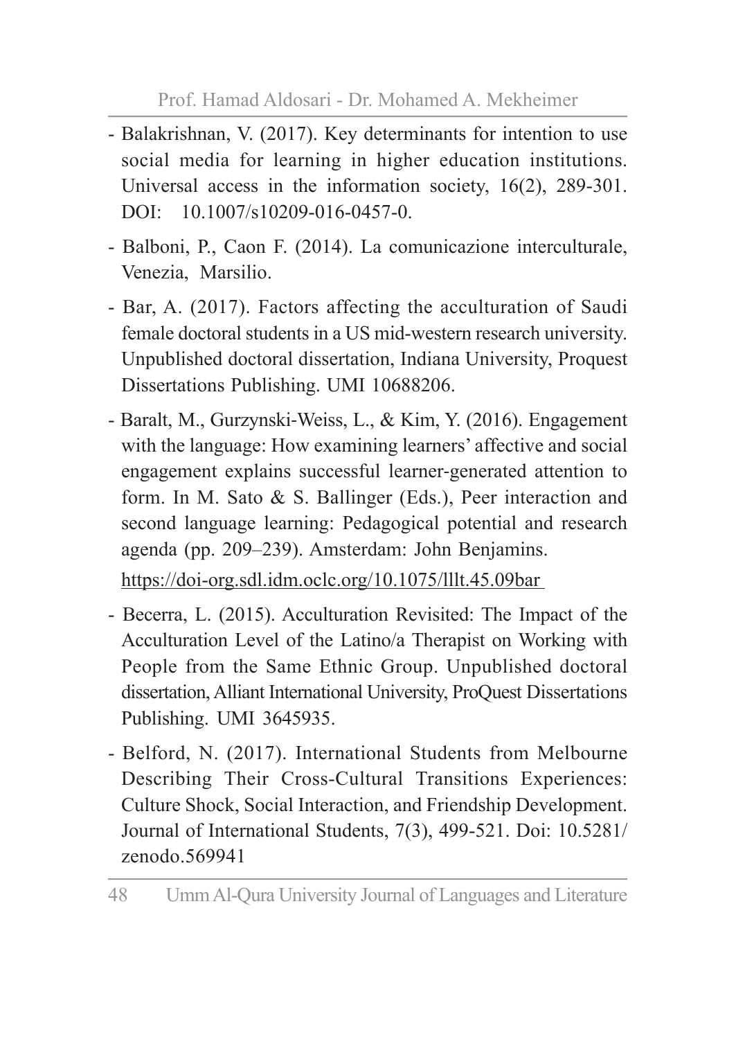- Balakrishnan, V. (2017). Key determinants for intention to use social media for learning in higher education institutions. Universal access in the information society, 16(2), 289-301. DOI: 10.1007/s10209-016-0457-0.

- Balboni, P., Caon F. (2014). La comunicazione interculturale, Venezia, Marsilio.

- Bar, A. (2017). Factors affecting the acculturation of Saudi female doctoral students in a US mid-western research university. Unpublished doctoral dissertation, Indiana University, Proquest Dissertations Publishing. UMI 10688206.

- Baralt, M., Gurzynski-Weiss, L., & Kim, Y. (2016). Engagement with the language: How examining learners' affective and social engagement explains successful learner-generated attention to form. In M. Sato & S. Ballinger (Eds.), Peer interaction and second language learning: Pedagogical potential and research agenda (pp. 209–239). Amsterdam: John Benjamins. https://doi-org.sdl.idm.oclc.org/10.1075/lllt.45.09bar

- Becerra, L. (2015). Acculturation Revisited: The Impact of the Acculturation Level of the Latino/a Therapist on Working with People from the Same Ethnic Group. Unpublished doctoral dissertation, Alliant International University, ProQuest Dissertations Publishing. UMI 3645935.

- Belford, N. (2017). International Students from Melbourne Describing Their Cross-Cultural Transitions Experiences: Culture Shock, Social Interaction, and Friendship Development. Journal of International Students, 7(3), 499-521. Doi: 10.5281/zenodo.569941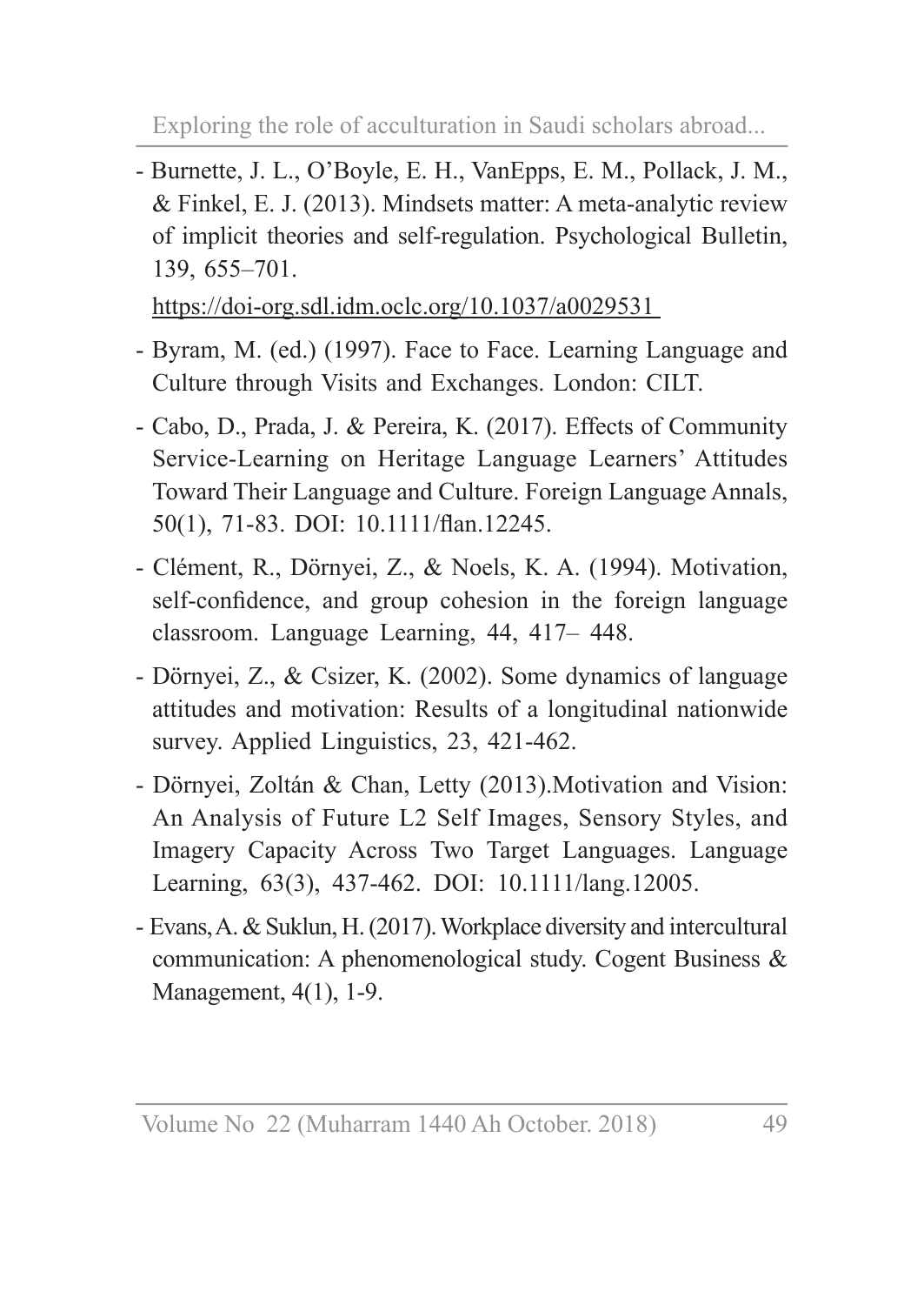- Burnette, J. L., O'Boyle, E. H., VanEpps, E. M., Pollack, J. M., & Finkel, E. J. (2013). Mindsets matter: A meta-analytic review of implicit theories and self-regulation. Psychological Bulletin, 139, 655–701. https://doi-org.sdl.idm.oclc.org/10.1037/a0029531
- Byram, M. (ed.) (1997). Face to Face. Learning Language and Culture through Visits and Exchanges. London: CILT.
- Cabo, D., Prada, J. & Pereira, K. (2017). Effects of Community Service-Learning on Heritage Language Learners' Attitudes Toward Their Language and Culture. Foreign Language Annals, 50(1), 71-83. DOI: 10.1111/flan.12245.
- Clément, R., Dörnyei, Z., & Noels, K. A. (1994). Motivation, self-confidence, and group cohesion in the foreign language classroom. Language Learning, 44, 417– 448.
- Dörnyei, Z., & Csizer, K. (2002). Some dynamics of language attitudes and motivation: Results of a longitudinal nationwide survey. Applied Linguistics, 23, 421-462.
- Dörnyei, Zoltán & Chan, Letty (2013).Motivation and Vision: An Analysis of Future L2 Self Images, Sensory Styles, and Imagery Capacity Across Two Target Languages. Language Learning, 63(3), 437-462. DOI: 10.1111/lang.12005.
- Evans, A. & Suklun, H. (2017). Workplace diversity and intercultural communication: A phenomenological study. Cogent Business & Management, 4(1), 1-9.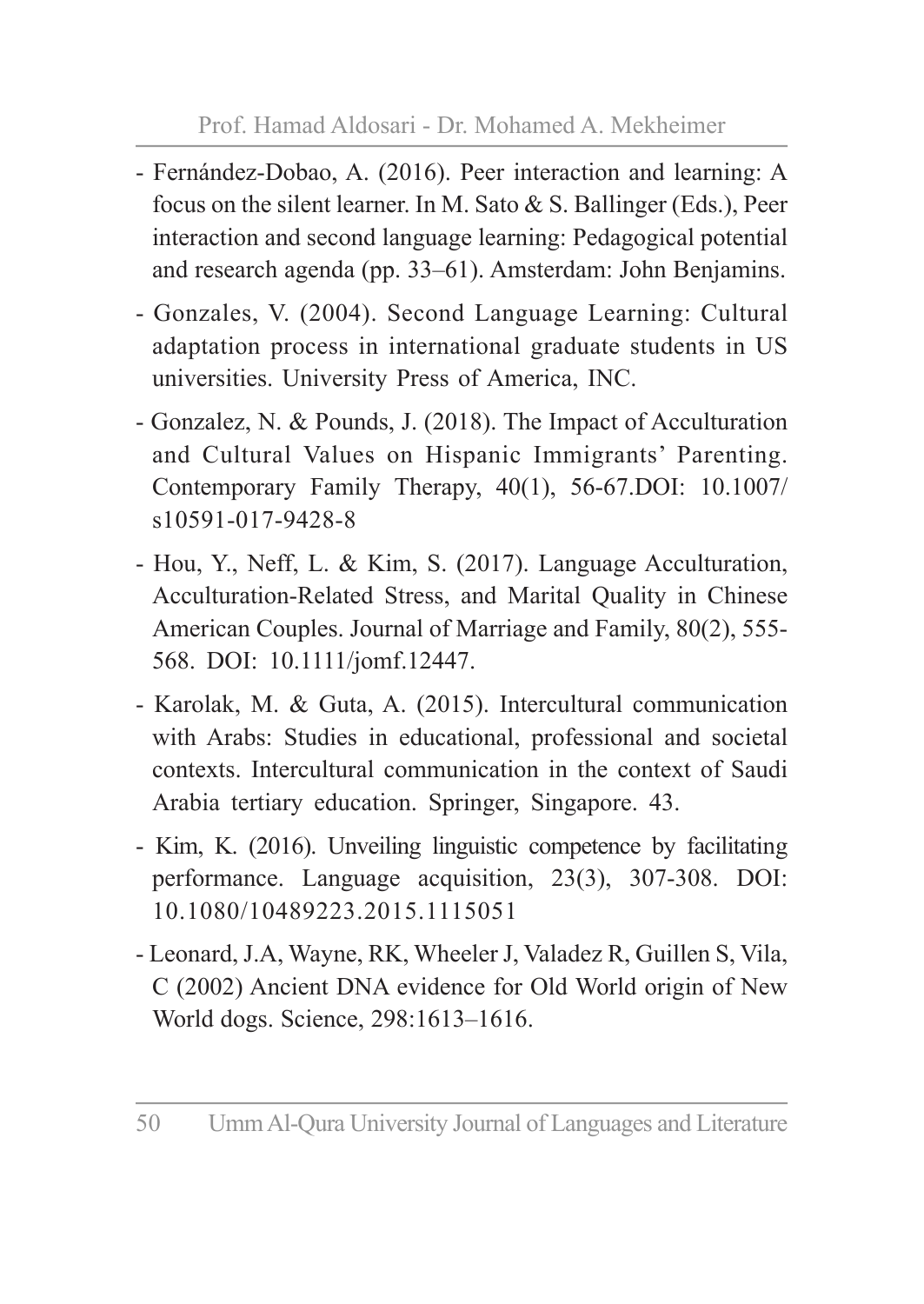- Fernández-Dobao, A. (2016). Peer interaction and learning: A focus on the silent learner. In M. Sato & S. Ballinger (Eds.), Peer interaction and second language learning: Pedagogical potential and research agenda (pp. 33–61). Amsterdam: John Benjamins.
- Gonzales, V. (2004). Second Language Learning: Cultural adaptation process in international graduate students in US universities. University Press of America, INC.
- Gonzalez, N. & Pounds, J. (2018). The Impact of Acculturation and Cultural Values on Hispanic Immigrants' Parenting. Contemporary Family Therapy, 40(1), 56-67.DOI: 10.1007/s10591-017-9428-8
- Hou, Y., Neff, L. & Kim, S. (2017). Language Acculturation, Acculturation-Related Stress, and Marital Quality in Chinese American Couples. Journal of Marriage and Family, 80(2), 555-568. DOI: 10.1111/jomf.12447.
- Karolak, M. & Guta, A. (2015). Intercultural communication with Arabs: Studies in educational, professional and societal contexts. Intercultural communication in the context of Saudi Arabia tertiary education. Springer, Singapore. 43.
- Kim, K. (2016). Unveiling linguistic competence by facilitating performance. Language acquisition, 23(3), 307-308. DOI: 10.1080/10489223.2015.1115051
- Leonard, J.A, Wayne, RK, Wheeler J, Valadez R, Guillen S, Vila, C (2002) Ancient DNA evidence for Old World origin of New World dogs. Science, 298:1613–1616.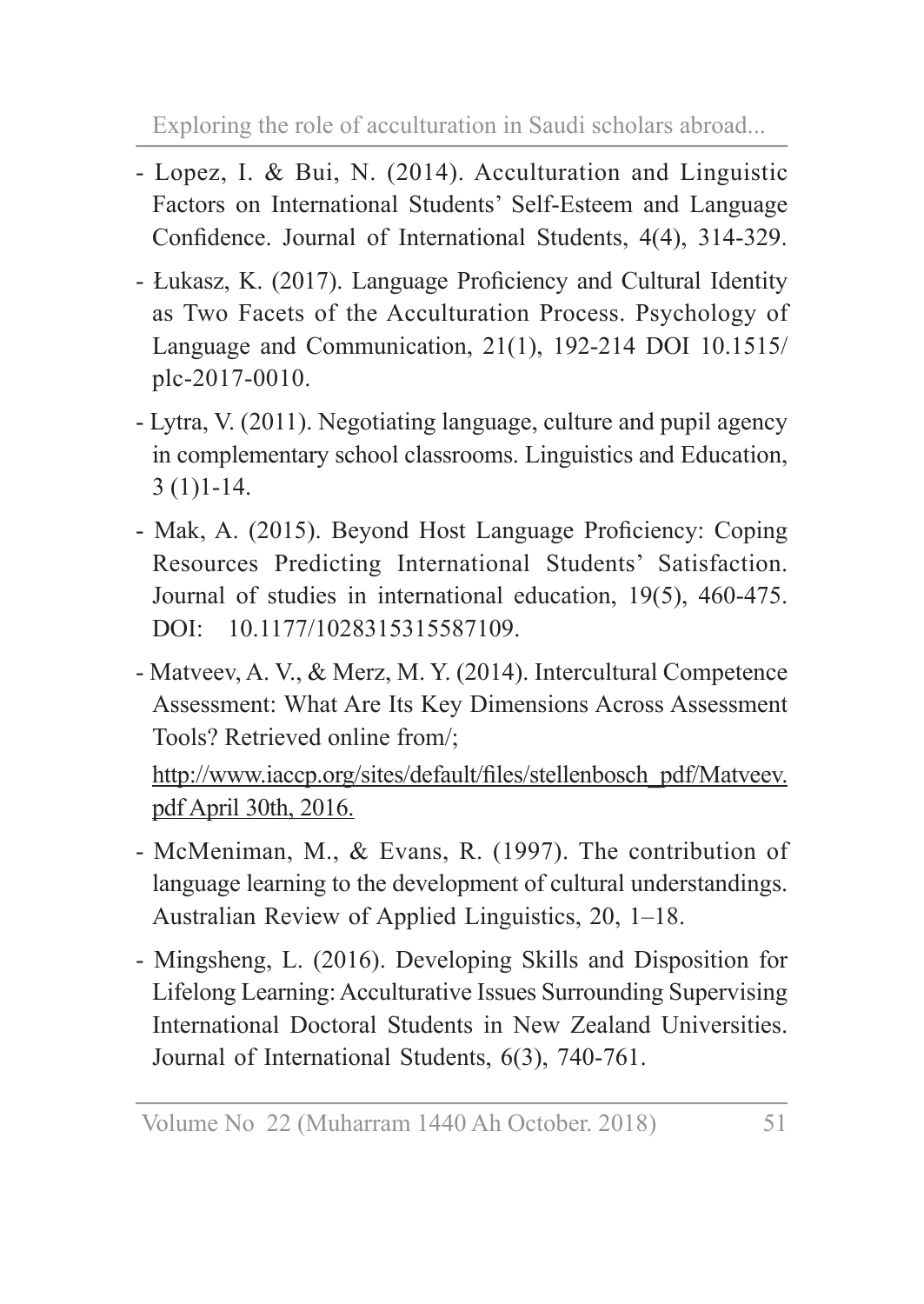- Lopez, I. & Bui, N. (2014). Acculturation and Linguistic Factors on International Students' Self-Esteem and Language Confidence. Journal of International Students, 4(4), 314-329.
- Łukasz, K. (2017). Language Proficiency and Cultural Identity as Two Facets of the Acculturation Process. Psychology of Language and Communication, 21(1), 192-214 DOI 10.1515/plc-2017-0010.
- Lytra, V. (2011). Negotiating language, culture and pupil agency in complementary school classrooms. Linguistics and Education, 3 (1)1-14.
- Mak, A. (2015). Beyond Host Language Proficiency: Coping Resources Predicting International Students' Satisfaction. Journal of studies in international education, 19(5), 460-475. DOI: 10.1177/1028315315587109.
- Matveev, A. V., & Merz, M. Y. (2014). Intercultural Competence Assessment: What Are Its Key Dimensions Across Assessment Tools? Retrieved online from/;

  http://www.iaccp.org/sites/default/files/stellenbosch_pdf/Matveev.pdf April 30th, 2016.
- McMeniman, M., & Evans, R. (1997). The contribution of language learning to the development of cultural understandings. Australian Review of Applied Linguistics, 20, 1–18.
- Mingsheng, L. (2016). Developing Skills and Disposition for Lifelong Learning: Acculturative Issues Surrounding Supervising International Doctoral Students in New Zealand Universities. Journal of International Students, 6(3), 740-761.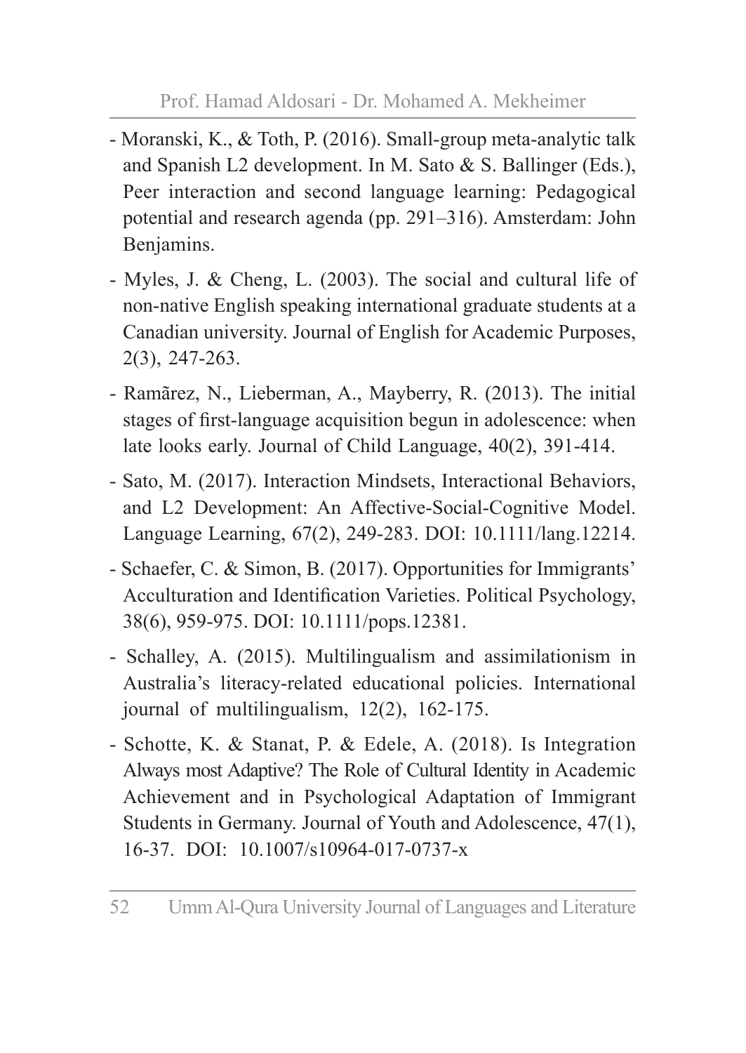- Moranski, K., & Toth, P. (2016). Small-group meta-analytic talk and Spanish L2 development. In M. Sato & S. Ballinger (Eds.), Peer interaction and second language learning: Pedagogical potential and research agenda (pp. 291–316). Amsterdam: John Benjamins.

- Myles, J. & Cheng, L. (2003). The social and cultural life of non-native English speaking international graduate students at a Canadian university. Journal of English for Academic Purposes, 2(3), 247-263.

- Ramãrez, N., Lieberman, A., Mayberry, R. (2013). The initial stages of first-language acquisition begun in adolescence: when late looks early. Journal of Child Language, 40(2), 391-414.

- Sato, M. (2017). Interaction Mindsets, Interactional Behaviors, and L2 Development: An Affective-Social-Cognitive Model. Language Learning, 67(2), 249-283. DOI: 10.1111/lang.12214.

- Schaefer, C. & Simon, B. (2017). Opportunities for Immigrants' Acculturation and Identification Varieties. Political Psychology, 38(6), 959-975. DOI: 10.1111/pops.12381.

- Schalley, A. (2015). Multilingualism and assimilationism in Australia's literacy-related educational policies. International journal of multilingualism, 12(2), 162-175.

- Schotte, K. & Stanat, P. & Edele, A. (2018). Is Integration Always most Adaptive? The Role of Cultural Identity in Academic Achievement and in Psychological Adaptation of Immigrant Students in Germany. Journal of Youth and Adolescence, 47(1), 16-37. DOI: 10.1007/s10964-017-0737-x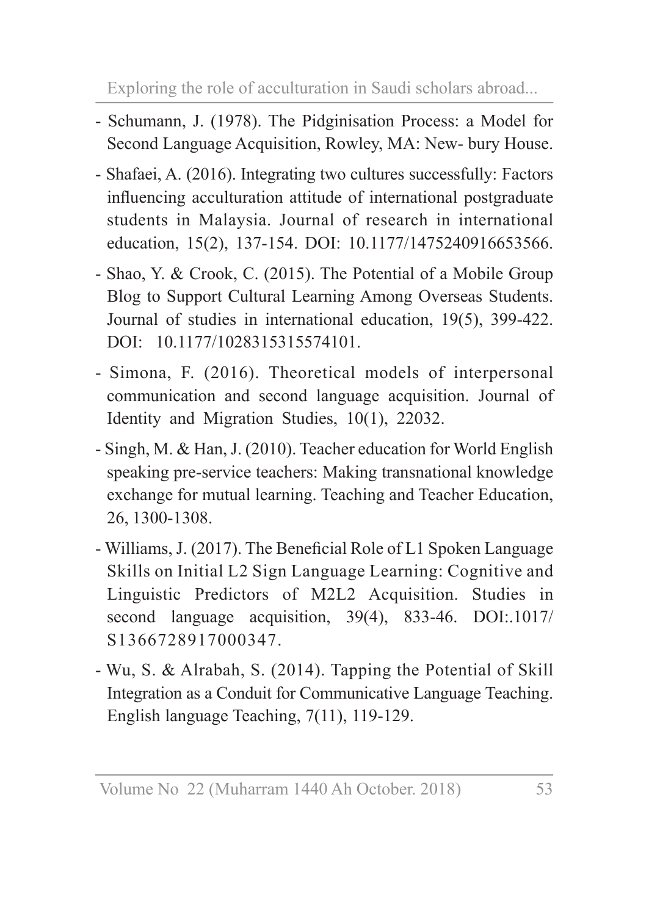- Schumann, J. (1978). The Pidginisation Process: a Model for Second Language Acquisition, Rowley, MA: New- bury House.
- Shafaei, A. (2016). Integrating two cultures successfully: Factors influencing acculturation attitude of international postgraduate students in Malaysia. Journal of research in international education, 15(2), 137-154. DOI: 10.1177/1475240916653566.
- Shao, Y. & Crook, C. (2015). The Potential of a Mobile Group Blog to Support Cultural Learning Among Overseas Students. Journal of studies in international education, 19(5), 399-422. DOI: 10.1177/1028315315574101.
- Simona, F. (2016). Theoretical models of interpersonal communication and second language acquisition. Journal of Identity and Migration Studies, 10(1), 22032.
- Singh, M. & Han, J. (2010). Teacher education for World English speaking pre-service teachers: Making transnational knowledge exchange for mutual learning. Teaching and Teacher Education, 26, 1300-1308.
- Williams, J. (2017). The Beneficial Role of L1 Spoken Language Skills on Initial L2 Sign Language Learning: Cognitive and Linguistic Predictors of M2L2 Acquisition. Studies in second language acquisition, 39(4), 833-46. DOI:.1017/ S1366728917000347.
- Wu, S. & Alrabah, S. (2014). Tapping the Potential of Skill Integration as a Conduit for Communicative Language Teaching. English language Teaching, 7(11), 119-129.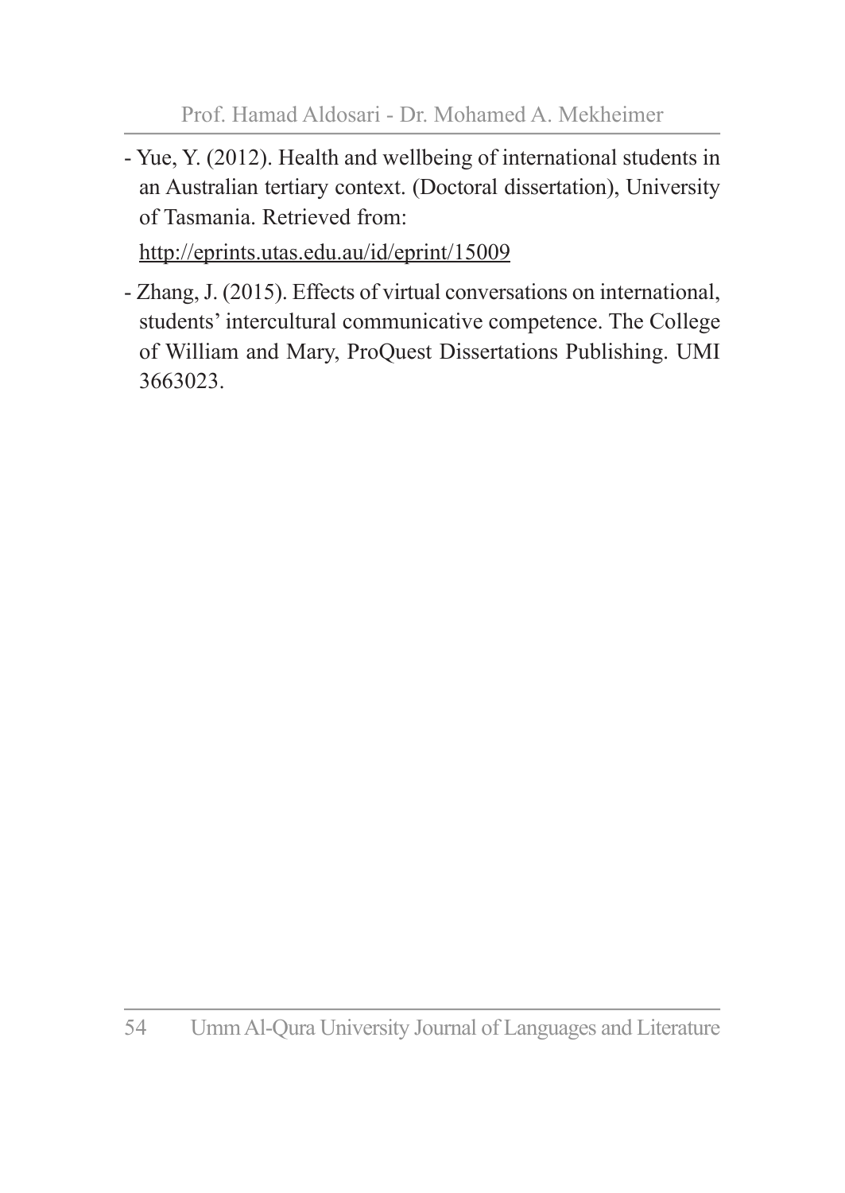- Yue, Y. (2012). Health and wellbeing of international students in an Australian tertiary context. (Doctoral dissertation), University of Tasmania. Retrieved from: http://eprints.utas.edu.au/id/eprint/15009

- Zhang, J. (2015). Effects of virtual conversations on international, students' intercultural communicative competence. The College of William and Mary, ProQuest Dissertations Publishing. UMI 3663023.